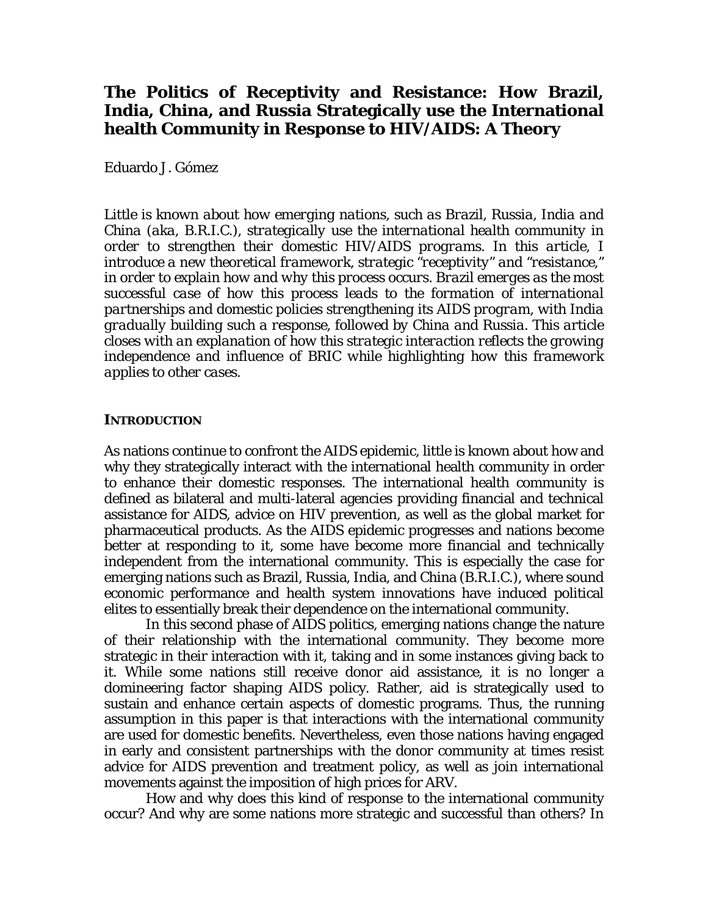# The Politics of Receptivity and Resistance: How Brazil, India, China, and Russia Strategically use the International health Community in Response to HIV/AIDS: A Theory

Eduardo J. Gómez

*Little is known about how emerging nations, such as Brazil, Russia, India and China (aka, B.R.I.C.), strategically use the international health community in order to strengthen their domestic HIV/AIDS programs. In this article, I introduce a new theoretical framework, strategic "receptivity" and "resistance," in order to explain how and why this process occurs. Brazil emerges as the most successful case of how this process leads to the formation of international partnerships and domestic policies strengthening its AIDS program, with India gradually building such a response, followed by China and Russia. This article closes with an explanation of how this strategic interaction reflects the growing independence and influence of BRIC while highlighting how this framework applies to other cases.*

## INTRODUCTION

As nations continue to confront the AIDS epidemic, little is known about how and why they strategically interact with the international health community in order to enhance their domestic responses. The international health community is defined as bilateral and multi-lateral agencies providing financial and technical assistance for AIDS, advice on HIV prevention, as well as the global market for pharmaceutical products. As the AIDS epidemic progresses and nations become better at responding to it, some have become more financial and technically independent from the international community. This is especially the case for emerging nations such as Brazil, Russia, India, and China (B.R.I.C.), where sound economic performance and health system innovations have induced political elites to essentially break their dependence on the international community.

In this second phase of AIDS politics, emerging nations change the nature of their relationship with the international community. They become more strategic in their interaction with it, taking and in some instances giving back to it. While some nations still receive donor aid assistance, it is no longer a domineering factor shaping AIDS policy. Rather, aid is strategically used to sustain and enhance certain aspects of domestic programs. Thus, the running assumption in this paper is that interactions with the international community are used for domestic benefits. Nevertheless, even those nations having engaged in early and consistent partnerships with the donor community at times resist advice for AIDS prevention and treatment policy, as well as join international movements against the imposition of high prices for ARV.

How and why does this kind of response to the international community occur? And why are some nations more strategic and successful than others? In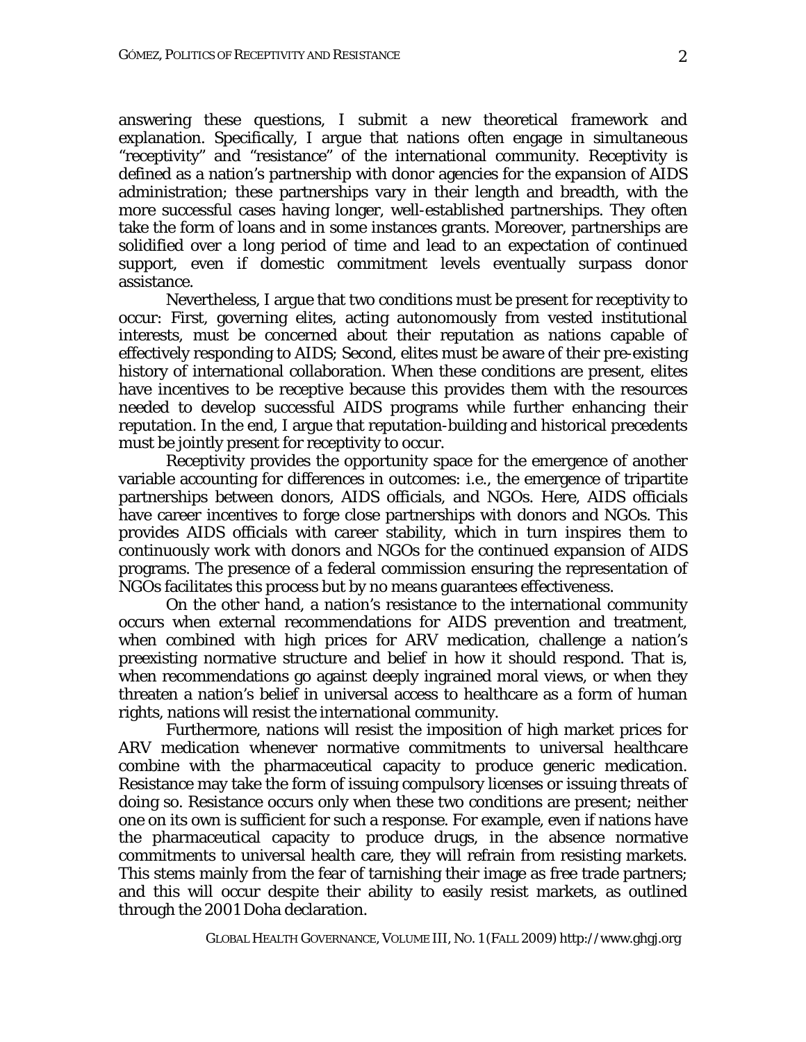answering these questions, I submit a new theoretical framework and explanation. Specifically, I argue that nations often engage in simultaneous "receptivity" and "resistance" of the international community. Receptivity is defined as a nation's partnership with donor agencies for the expansion of AIDS administration; these partnerships vary in their length and breadth, with the more successful cases having longer, well-established partnerships. They often take the form of loans and in some instances grants. Moreover, partnerships are solidified over a long period of time and lead to an expectation of continued support, even if domestic commitment levels eventually surpass donor assistance.

Nevertheless, I argue that two conditions must be present for receptivity to occur: First, governing elites, acting autonomously from vested institutional interests, must be concerned about their reputation as nations capable of effectively responding to AIDS; Second, elites must be aware of their pre-existing history of international collaboration. When these conditions are present, elites have incentives to be receptive because this provides them with the resources needed to develop successful AIDS programs while further enhancing their reputation. In the end, I argue that reputation-building and historical precedents must be jointly present for receptivity to occur.

Receptivity provides the opportunity space for the emergence of another variable accounting for differences in outcomes: i.e., the emergence of tripartite partnerships between donors, AIDS officials, and NGOs. Here, AIDS officials have career incentives to forge close partnerships with donors and NGOs. This provides AIDS officials with career stability, which in turn inspires them to continuously work with donors and NGOs for the continued expansion of AIDS programs. The presence of a federal commission ensuring the representation of NGOs facilitates this process but by no means guarantees effectiveness.

On the other hand, a nation's resistance to the international community occurs when external recommendations for AIDS prevention and treatment, when combined with high prices for ARV medication, challenge a nation's preexisting normative structure and belief in how it should respond. That is, when recommendations go against deeply ingrained moral views, or when they threaten a nation's belief in universal access to healthcare as a form of human rights, nations will resist the international community.

Furthermore, nations will resist the imposition of high market prices for ARV medication whenever normative commitments to universal healthcare combine with the pharmaceutical capacity to produce generic medication. Resistance may take the form of issuing compulsory licenses or issuing threats of doing so. Resistance occurs only when these two conditions are present; neither one on its own is sufficient for such a response. For example, even if nations have the pharmaceutical capacity to produce drugs, in the absence normative commitments to universal health care, they will refrain from resisting markets. This stems mainly from the fear of tarnishing their image as free trade partners; and this will occur despite their ability to easily resist markets, as outlined through the 2001 Doha declaration.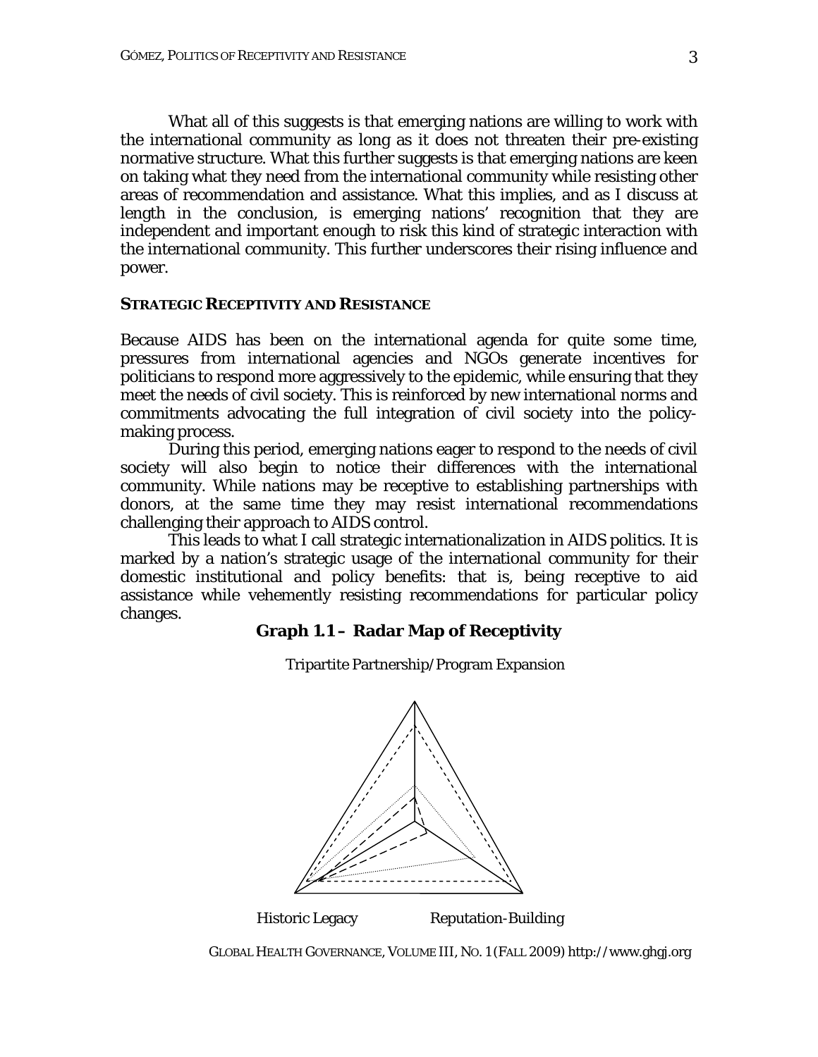What all of this suggests is that emerging nations are willing to work with the international community as long as it does not threaten their pre-existing normative structure. What this further suggests is that emerging nations are keen on taking what they need from the international community while resisting other areas of recommendation and assistance. What this implies, and as I discuss at length in the conclusion, is emerging nations' recognition that they are independent and important enough to risk this kind of strategic interaction with the international community. This further underscores their rising influence and power.

## STRATEGIC RECEPTIVITY AND RESISTANCE

Because AIDS has been on the international agenda for quite some time, pressures from international agencies and NGOs generate incentives for politicians to respond more aggressively to the epidemic, while ensuring that they meet the needs of civil society. This is reinforced by new international norms and commitments advocating the full integration of civil society into the policy-making process.

During this period, emerging nations eager to respond to the needs of civil society will also begin to notice their differences with the international community. While nations may be receptive to establishing partnerships with donors, at the same time they may resist international recommendations challenging their approach to AIDS control.

This leads to what I call strategic internationalization in AIDS politics. It is marked by a nation's strategic usage of the international community for their domestic institutional and policy benefits: that is, being receptive to aid assistance while vehemently resisting recommendations for particular policy changes.

**Graph 1.1 – Radar Map of Receptivity**

Tripartite Partnership/Program Expansion

Historic Legacy

Reputation-Building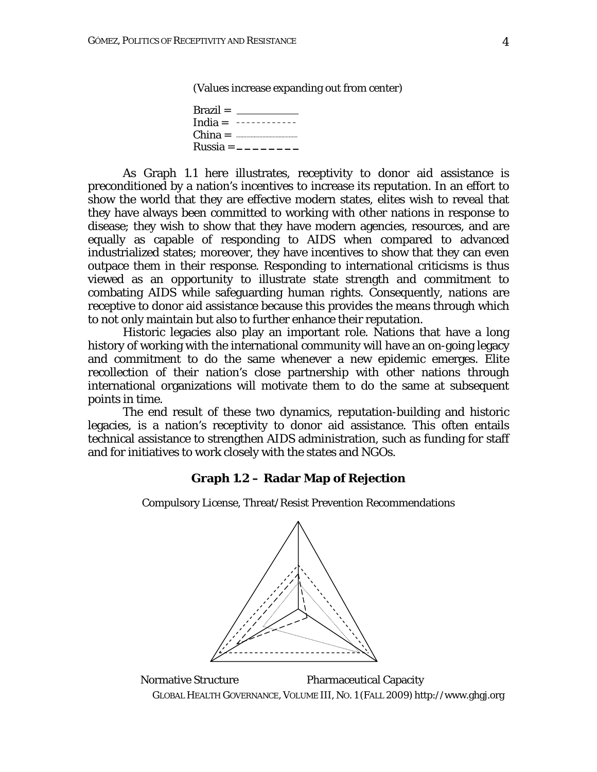(Values increase expanding out from center)

Brazil = ___________
India = ------------
China = ...............
Russia = _ _ _ _ _ _ _ _

As Graph 1.1 here illustrates, receptivity to donor aid assistance is preconditioned by a nation's incentives to increase its reputation. In an effort to show the world that they are effective modern states, elites wish to reveal that they have always been committed to working with other nations in response to disease; they wish to show that they have modern agencies, resources, and are equally as capable of responding to AIDS when compared to advanced industrialized states; moreover, they have incentives to show that they can even outpace them in their response. Responding to international criticisms is thus viewed as an opportunity to illustrate state strength and commitment to combating AIDS while safeguarding human rights. Consequently, nations are receptive to donor aid assistance because this provides the means through which to not only maintain but also to further enhance their reputation.

Historic legacies also play an important role. Nations that have a long history of working with the international community will have an on-going legacy and commitment to do the same whenever a new epidemic emerges. Elite recollection of their nation's close partnership with other nations through international organizations will motivate them to do the same at subsequent points in time.

The end result of these two dynamics, reputation-building and historic legacies, is a nation's receptivity to donor aid assistance. This often entails technical assistance to strengthen AIDS administration, such as funding for staff and for initiatives to work closely with the states and NGOs.

**Graph 1.2 – Radar Map of Rejection**

Compulsory License, Threat/Resist Prevention Recommendations

Normative Structure          Pharmaceutical Capacity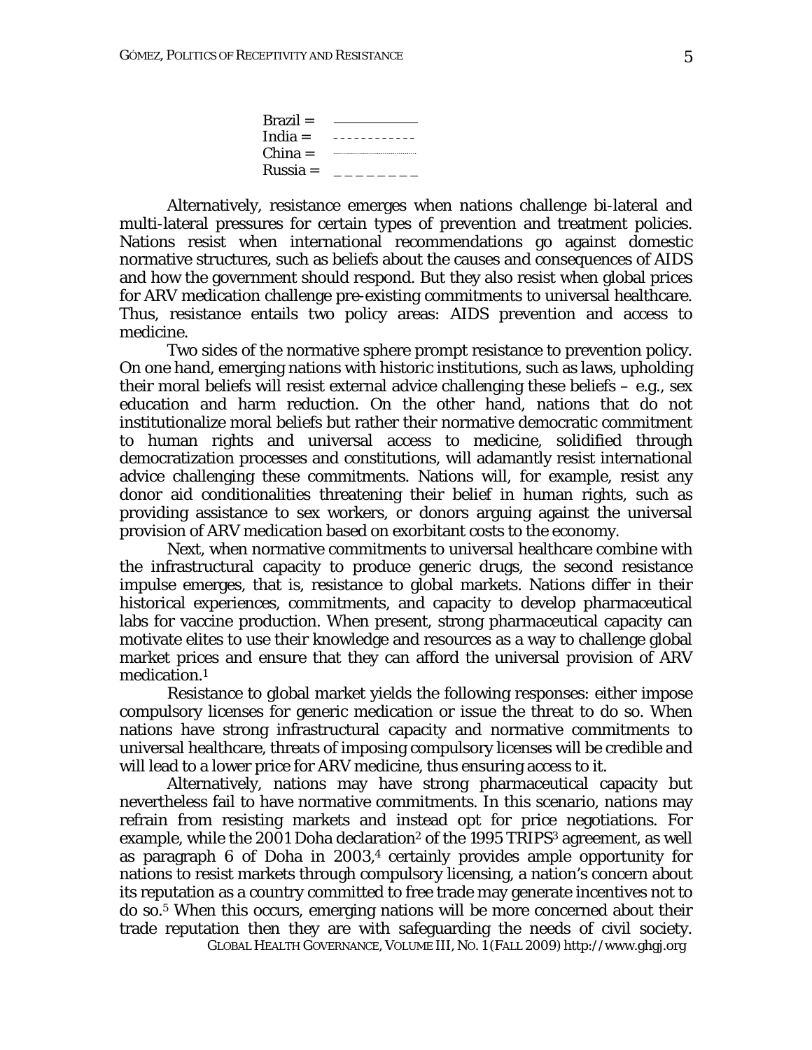Brazil = ―――――
India = - - - - - - - - - - - -
China = ··························
Russia = _ _ _ _ _ _ _ _

Alternatively, resistance emerges when nations challenge bi-lateral and multi-lateral pressures for certain types of prevention and treatment policies. Nations resist when international recommendations go against domestic normative structures, such as beliefs about the causes and consequences of AIDS and how the government should respond. But they also resist when global prices for ARV medication challenge pre-existing commitments to universal healthcare. Thus, resistance entails two policy areas: AIDS prevention and access to medicine.

Two sides of the normative sphere prompt resistance to prevention policy. On one hand, emerging nations with historic institutions, such as laws, upholding their moral beliefs will resist external advice challenging these beliefs – e.g., sex education and harm reduction. On the other hand, nations that do not institutionalize moral beliefs but rather their normative democratic commitment to human rights and universal access to medicine, solidified through democratization processes and constitutions, will adamantly resist international advice challenging these commitments. Nations will, for example, resist any donor aid conditionalities threatening their belief in human rights, such as providing assistance to sex workers, or donors arguing against the universal provision of ARV medication based on exorbitant costs to the economy.

Next, when normative commitments to universal healthcare combine with the infrastructural capacity to produce generic drugs, the second resistance impulse emerges, that is, resistance to global markets. Nations differ in their historical experiences, commitments, and capacity to develop pharmaceutical labs for vaccine production. When present, strong pharmaceutical capacity can motivate elites to use their knowledge and resources as a way to challenge global market prices and ensure that they can afford the universal provision of ARV medication.[1]

Resistance to global market yields the following responses: either impose compulsory licenses for generic medication or issue the threat to do so. When nations have strong infrastructural capacity and normative commitments to universal healthcare, threats of imposing compulsory licenses will be credible and will lead to a lower price for ARV medicine, thus ensuring access to it.

Alternatively, nations may have strong pharmaceutical capacity but nevertheless fail to have normative commitments. In this scenario, nations may refrain from resisting markets and instead opt for price negotiations. For example, while the 2001 Doha declaration[2] of the 1995 TRIPS[3] agreement, as well as paragraph 6 of Doha in 2003,[4] certainly provides ample opportunity for nations to resist markets through compulsory licensing, a nation's concern about its reputation as a country committed to free trade may generate incentives not to do so.[5] When this occurs, emerging nations will be more concerned about their trade reputation then they are with safeguarding the needs of civil society.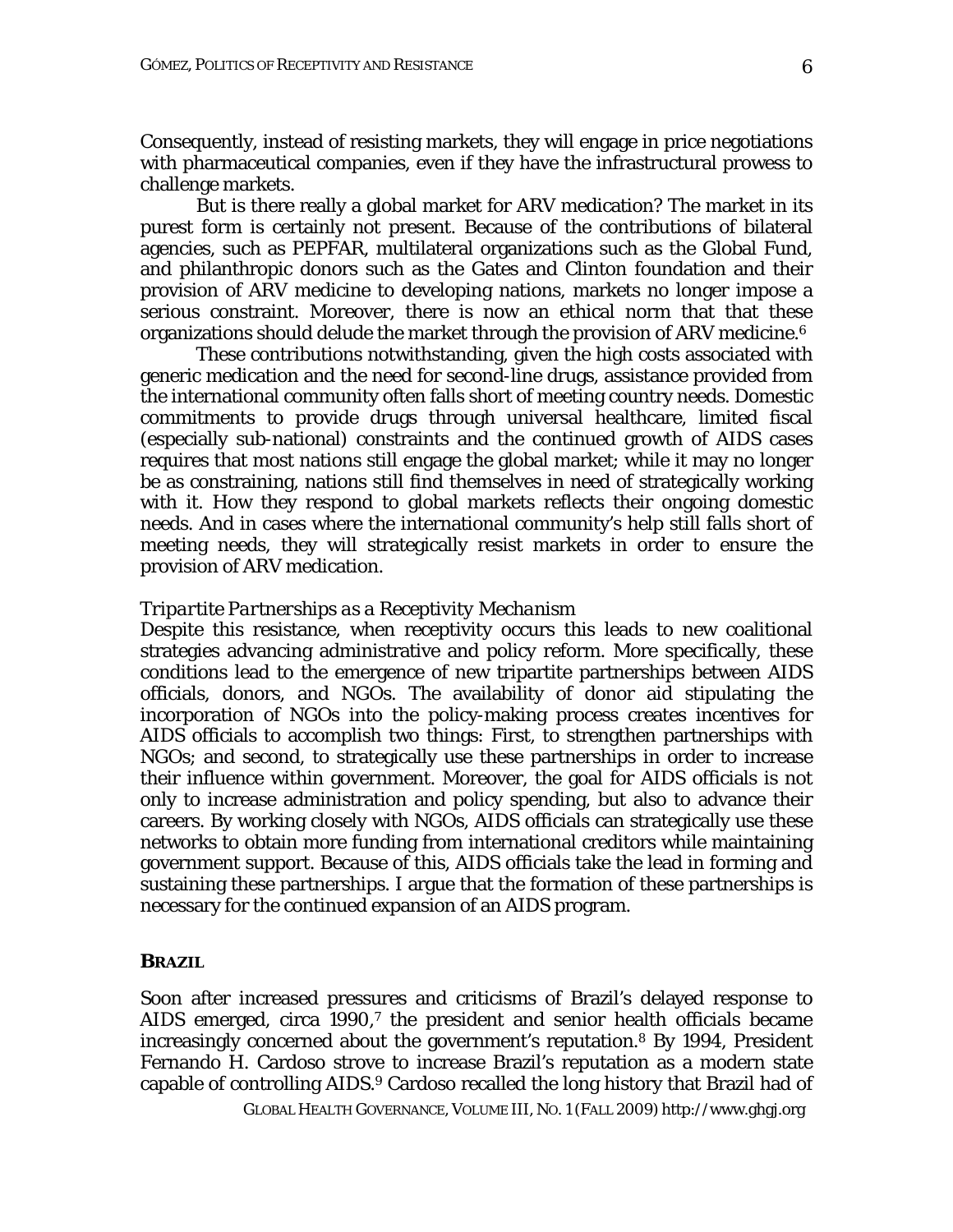Consequently, instead of resisting markets, they will engage in price negotiations with pharmaceutical companies, even if they have the infrastructural prowess to challenge markets.

But is there really a global market for ARV medication? The market in its purest form is certainly not present. Because of the contributions of bilateral agencies, such as PEPFAR, multilateral organizations such as the Global Fund, and philanthropic donors such as the Gates and Clinton foundation and their provision of ARV medicine to developing nations, markets no longer impose a serious constraint. Moreover, there is now an ethical norm that that these organizations should delude the market through the provision of ARV medicine.[6]

These contributions notwithstanding, given the high costs associated with generic medication and the need for second-line drugs, assistance provided from the international community often falls short of meeting country needs. Domestic commitments to provide drugs through universal healthcare, limited fiscal (especially sub-national) constraints and the continued growth of AIDS cases requires that most nations still engage the global market; while it may no longer be as constraining, nations still find themselves in need of strategically working with it. How they respond to global markets reflects their ongoing domestic needs. And in cases where the international community's help still falls short of meeting needs, they will strategically resist markets in order to ensure the provision of ARV medication.

*Tripartite Partnerships as a Receptivity Mechanism*

Despite this resistance, when receptivity occurs this leads to new coalitional strategies advancing administrative and policy reform. More specifically, these conditions lead to the emergence of new tripartite partnerships between AIDS officials, donors, and NGOs. The availability of donor aid stipulating the incorporation of NGOs into the policy-making process creates incentives for AIDS officials to accomplish two things: First, to strengthen partnerships with NGOs; and second, to strategically use these partnerships in order to increase their influence within government. Moreover, the goal for AIDS officials is not only to increase administration and policy spending, but also to advance their careers. By working closely with NGOs, AIDS officials can strategically use these networks to obtain more funding from international creditors while maintaining government support. Because of this, AIDS officials take the lead in forming and sustaining these partnerships. I argue that the formation of these partnerships is necessary for the continued expansion of an AIDS program.

## BRAZIL

Soon after increased pressures and criticisms of Brazil's delayed response to AIDS emerged, circa 1990,[7] the president and senior health officials became increasingly concerned about the government's reputation.[8] By 1994, President Fernando H. Cardoso strove to increase Brazil's reputation as a modern state capable of controlling AIDS.[9] Cardoso recalled the long history that Brazil had of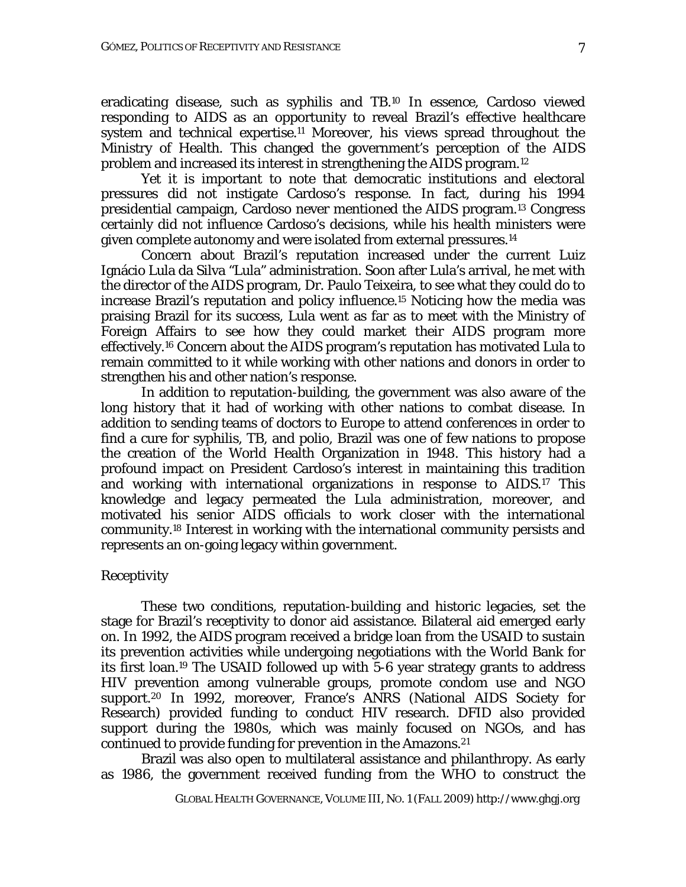eradicating disease, such as syphilis and TB.[10] In essence, Cardoso viewed responding to AIDS as an opportunity to reveal Brazil's effective healthcare system and technical expertise.[11] Moreover, his views spread throughout the Ministry of Health. This changed the government's perception of the AIDS problem and increased its interest in strengthening the AIDS program.[12]

Yet it is important to note that democratic institutions and electoral pressures did not instigate Cardoso's response. In fact, during his 1994 presidential campaign, Cardoso never mentioned the AIDS program.[13] Congress certainly did not influence Cardoso's decisions, while his health ministers were given complete autonomy and were isolated from external pressures.[14]

Concern about Brazil's reputation increased under the current Luiz Ignácio Lula da Silva "Lula" administration. Soon after Lula's arrival, he met with the director of the AIDS program, Dr. Paulo Teixeira, to see what they could do to increase Brazil's reputation and policy influence.[15] Noticing how the media was praising Brazil for its success, Lula went as far as to meet with the Ministry of Foreign Affairs to see how they could market their AIDS program more effectively.[16] Concern about the AIDS program's reputation has motivated Lula to remain committed to it while working with other nations and donors in order to strengthen his and other nation's response.

In addition to reputation-building, the government was also aware of the long history that it had of working with other nations to combat disease. In addition to sending teams of doctors to Europe to attend conferences in order to find a cure for syphilis, TB, and polio, Brazil was one of few nations to propose the creation of the World Health Organization in 1948. This history had a profound impact on President Cardoso's interest in maintaining this tradition and working with international organizations in response to AIDS.[17] This knowledge and legacy permeated the Lula administration, moreover, and motivated his senior AIDS officials to work closer with the international community.[18] Interest in working with the international community persists and represents an on-going legacy within government.

Receptivity

These two conditions, reputation-building and historic legacies, set the stage for Brazil's receptivity to donor aid assistance. Bilateral aid emerged early on. In 1992, the AIDS program received a bridge loan from the USAID to sustain its prevention activities while undergoing negotiations with the World Bank for its first loan.[19] The USAID followed up with 5-6 year strategy grants to address HIV prevention among vulnerable groups, promote condom use and NGO support.[20] In 1992, moreover, France's ANRS (National AIDS Society for Research) provided funding to conduct HIV research. DFID also provided support during the 1980s, which was mainly focused on NGOs, and has continued to provide funding for prevention in the Amazons.[21]

Brazil was also open to multilateral assistance and philanthropy. As early as 1986, the government received funding from the WHO to construct the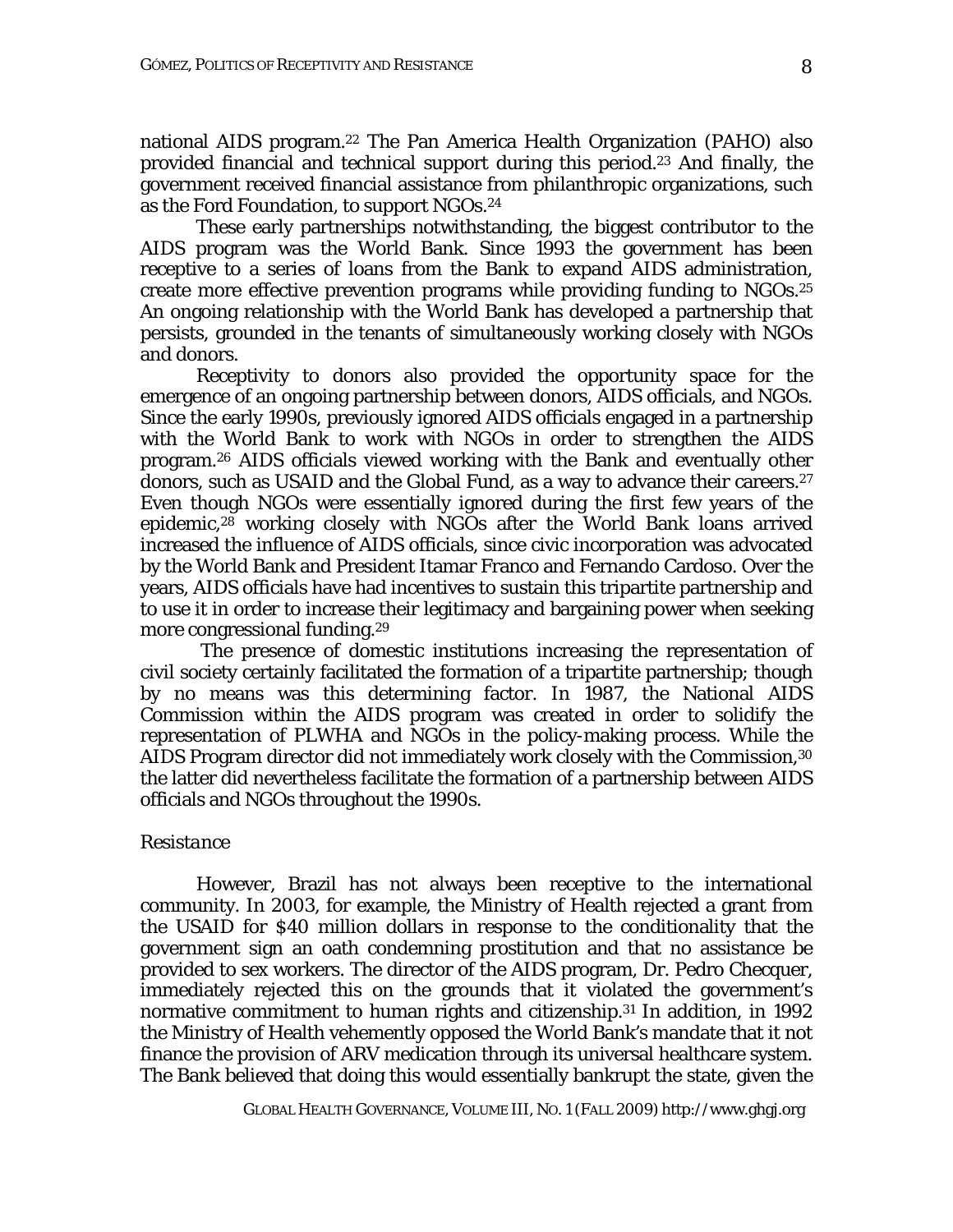national AIDS program.[22] The Pan America Health Organization (PAHO) also provided financial and technical support during this period.[23] And finally, the government received financial assistance from philanthropic organizations, such as the Ford Foundation, to support NGOs.[24]

These early partnerships notwithstanding, the biggest contributor to the AIDS program was the World Bank. Since 1993 the government has been receptive to a series of loans from the Bank to expand AIDS administration, create more effective prevention programs while providing funding to NGOs.[25] An ongoing relationship with the World Bank has developed a partnership that persists, grounded in the tenants of simultaneously working closely with NGOs and donors.

Receptivity to donors also provided the opportunity space for the emergence of an ongoing partnership between donors, AIDS officials, and NGOs. Since the early 1990s, previously ignored AIDS officials engaged in a partnership with the World Bank to work with NGOs in order to strengthen the AIDS program.[26] AIDS officials viewed working with the Bank and eventually other donors, such as USAID and the Global Fund, as a way to advance their careers.[27] Even though NGOs were essentially ignored during the first few years of the epidemic,[28] working closely with NGOs after the World Bank loans arrived increased the influence of AIDS officials, since civic incorporation was advocated by the World Bank and President Itamar Franco and Fernando Cardoso. Over the years, AIDS officials have had incentives to sustain this tripartite partnership and to use it in order to increase their legitimacy and bargaining power when seeking more congressional funding.[29]

The presence of domestic institutions increasing the representation of civil society certainly facilitated the formation of a tripartite partnership; though by no means was this determining factor. In 1987, the National AIDS Commission within the AIDS program was created in order to solidify the representation of PLWHA and NGOs in the policy-making process. While the AIDS Program director did not immediately work closely with the Commission,[30] the latter did nevertheless facilitate the formation of a partnership between AIDS officials and NGOs throughout the 1990s.

*Resistance*

However, Brazil has not always been receptive to the international community. In 2003, for example, the Ministry of Health rejected a grant from the USAID for $40 million dollars in response to the conditionality that the government sign an oath condemning prostitution and that no assistance be provided to sex workers. The director of the AIDS program, Dr. Pedro Checquer, immediately rejected this on the grounds that it violated the government's normative commitment to human rights and citizenship.[31] In addition, in 1992 the Ministry of Health vehemently opposed the World Bank's mandate that it not finance the provision of ARV medication through its universal healthcare system. The Bank believed that doing this would essentially bankrupt the state, given the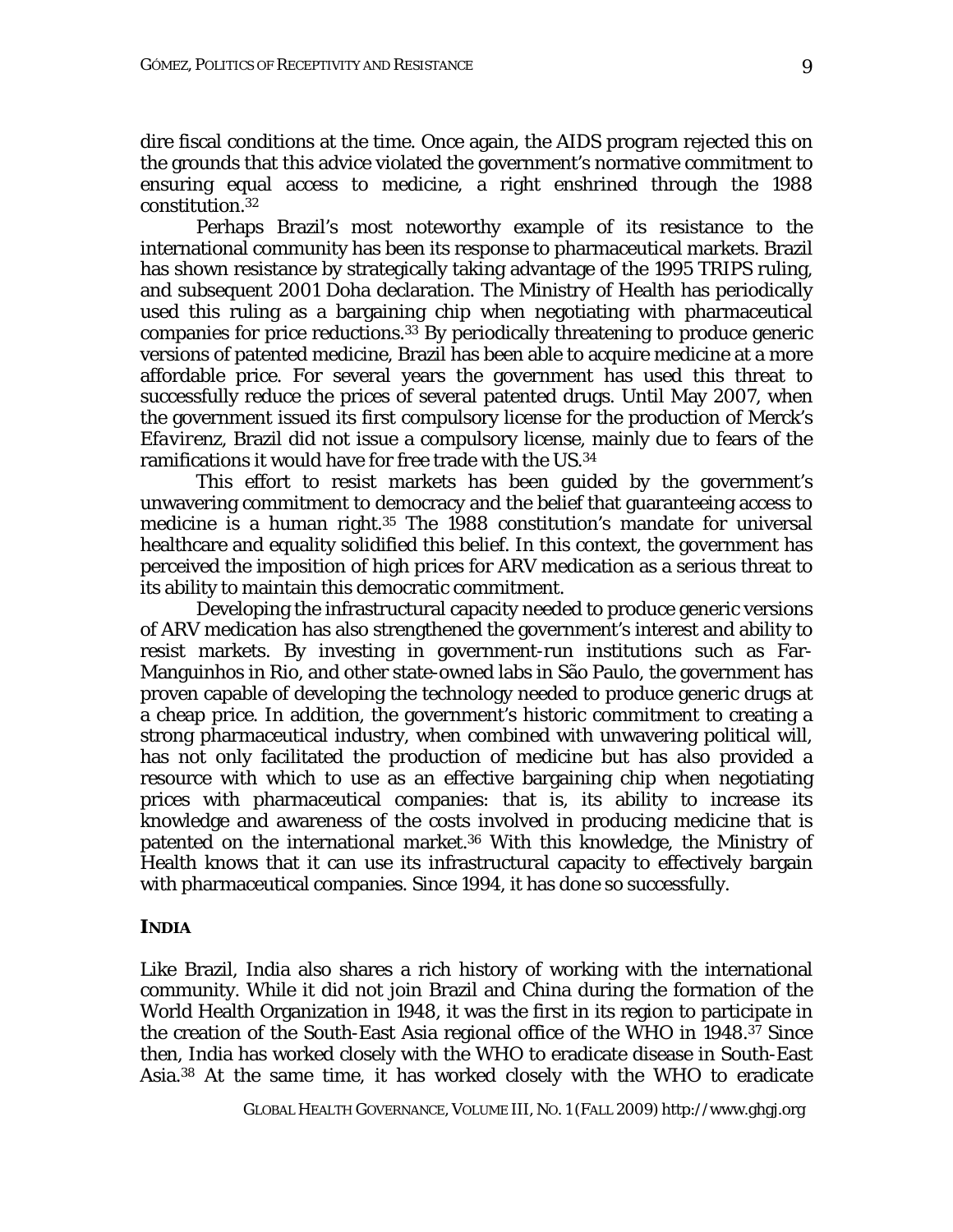dire fiscal conditions at the time. Once again, the AIDS program rejected this on the grounds that this advice violated the government's normative commitment to ensuring equal access to medicine, a right enshrined through the 1988 constitution.[32]

Perhaps Brazil's most noteworthy example of its resistance to the international community has been its response to pharmaceutical markets. Brazil has shown resistance by strategically taking advantage of the 1995 TRIPS ruling, and subsequent 2001 Doha declaration. The Ministry of Health has periodically used this ruling as a bargaining chip when negotiating with pharmaceutical companies for price reductions.[33] By periodically threatening to produce generic versions of patented medicine, Brazil has been able to acquire medicine at a more affordable price. For several years the government has used this threat to successfully reduce the prices of several patented drugs. Until May 2007, when the government issued its first compulsory license for the production of Merck's *Efavirenz*, Brazil did not issue a compulsory license, mainly due to fears of the ramifications it would have for free trade with the US.[34]

This effort to resist markets has been guided by the government's unwavering commitment to democracy and the belief that guaranteeing access to medicine is a human right.[35] The 1988 constitution's mandate for universal healthcare and equality solidified this belief. In this context, the government has perceived the imposition of high prices for ARV medication as a serious threat to its ability to maintain this democratic commitment.

Developing the infrastructural capacity needed to produce generic versions of ARV medication has also strengthened the government's interest and ability to resist markets. By investing in government-run institutions such as Far-Manguinhos in Rio, and other state-owned labs in São Paulo, the government has proven capable of developing the technology needed to produce generic drugs at a cheap price. In addition, the government's historic commitment to creating a strong pharmaceutical industry, when combined with unwavering political will, has not only facilitated the production of medicine but has also provided a resource with which to use as an effective bargaining chip when negotiating prices with pharmaceutical companies: that is, its ability to increase its knowledge and awareness of the costs involved in producing medicine that is patented on the international market.[36] With this knowledge, the Ministry of Health knows that it can use its infrastructural capacity to effectively bargain with pharmaceutical companies. Since 1994, it has done so successfully.

## INDIA

Like Brazil, India also shares a rich history of working with the international community. While it did not join Brazil and China during the formation of the World Health Organization in 1948, it was the first in its region to participate in the creation of the South-East Asia regional office of the WHO in 1948.[37] Since then, India has worked closely with the WHO to eradicate disease in South-East Asia.[38] At the same time, it has worked closely with the WHO to eradicate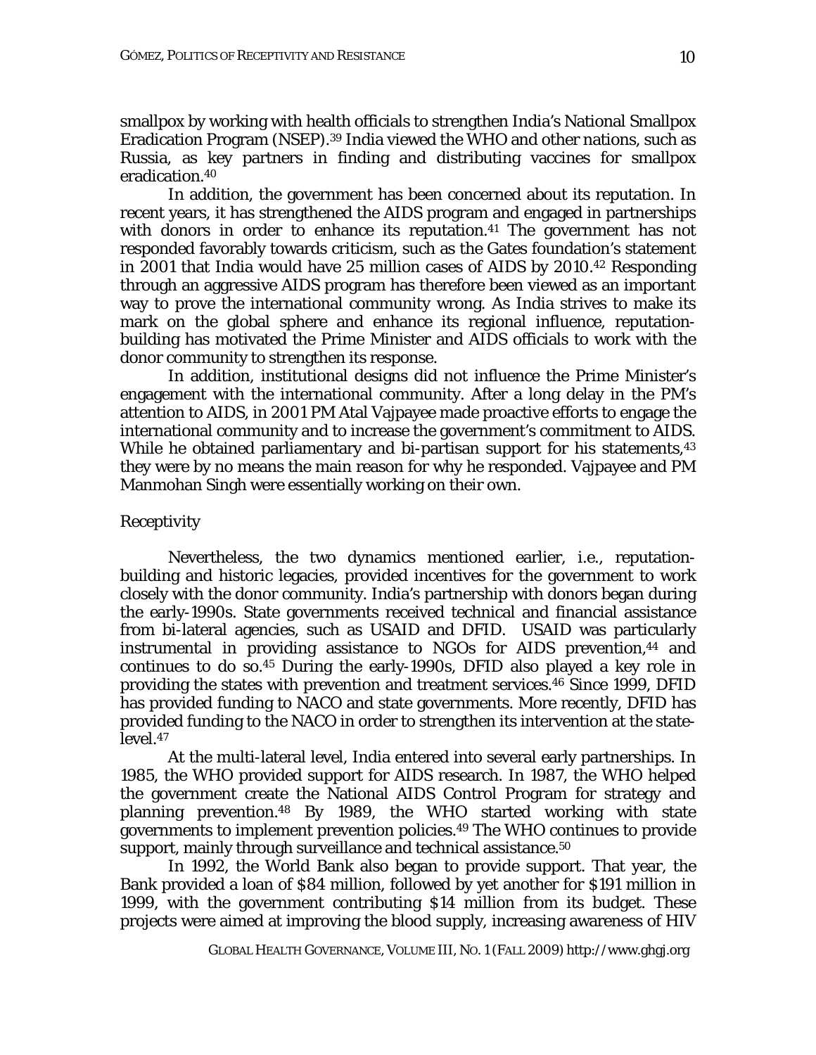smallpox by working with health officials to strengthen India's National Smallpox Eradication Program (NSEP).[39] India viewed the WHO and other nations, such as Russia, as key partners in finding and distributing vaccines for smallpox eradication.[40]

In addition, the government has been concerned about its reputation. In recent years, it has strengthened the AIDS program and engaged in partnerships with donors in order to enhance its reputation.[41] The government has not responded favorably towards criticism, such as the Gates foundation's statement in 2001 that India would have 25 million cases of AIDS by 2010.[42] Responding through an aggressive AIDS program has therefore been viewed as an important way to prove the international community wrong. As India strives to make its mark on the global sphere and enhance its regional influence, reputation-building has motivated the Prime Minister and AIDS officials to work with the donor community to strengthen its response.

In addition, institutional designs did not influence the Prime Minister's engagement with the international community. After a long delay in the PM's attention to AIDS, in 2001 PM Atal Vajpayee made proactive efforts to engage the international community and to increase the government's commitment to AIDS. While he obtained parliamentary and bi-partisan support for his statements,[43] they were by no means the main reason for why he responded. Vajpayee and PM Manmohan Singh were essentially working on their own.

## Receptivity

Nevertheless, the two dynamics mentioned earlier, i.e., reputation-building and historic legacies, provided incentives for the government to work closely with the donor community. India's partnership with donors began during the early-1990s. State governments received technical and financial assistance from bi-lateral agencies, such as USAID and DFID. USAID was particularly instrumental in providing assistance to NGOs for AIDS prevention,[44] and continues to do so.[45] During the early-1990s, DFID also played a key role in providing the states with prevention and treatment services.[46] Since 1999, DFID has provided funding to NACO and state governments. More recently, DFID has provided funding to the NACO in order to strengthen its intervention at the state-level.[47]

At the multi-lateral level, India entered into several early partnerships. In 1985, the WHO provided support for AIDS research. In 1987, the WHO helped the government create the National AIDS Control Program for strategy and planning prevention.[48] By 1989, the WHO started working with state governments to implement prevention policies.[49] The WHO continues to provide support, mainly through surveillance and technical assistance.[50]

In 1992, the World Bank also began to provide support. That year, the Bank provided a loan of $84 million, followed by yet another for $191 million in 1999, with the government contributing $14 million from its budget. These projects were aimed at improving the blood supply, increasing awareness of HIV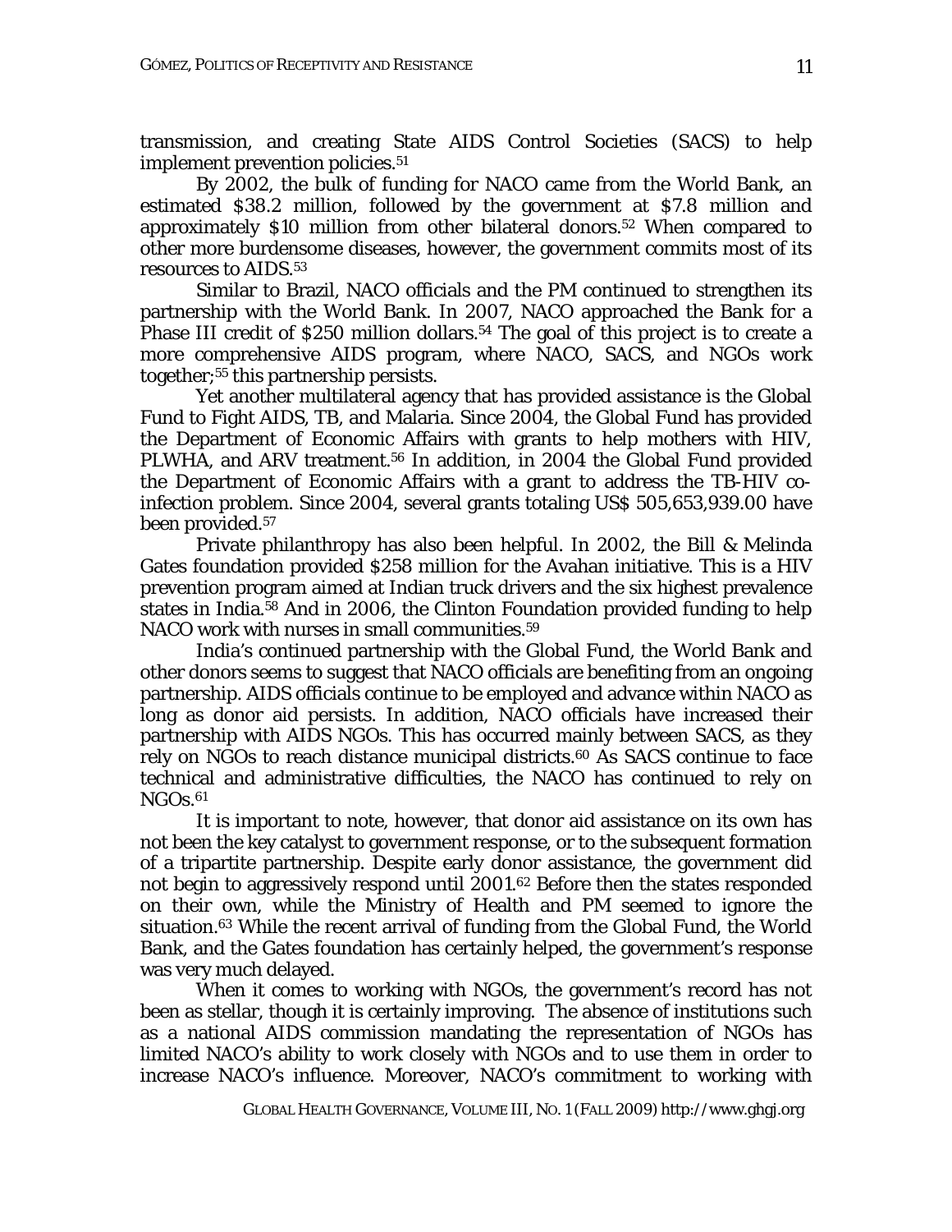transmission, and creating State AIDS Control Societies (SACS) to help implement prevention policies.[51]

By 2002, the bulk of funding for NACO came from the World Bank, an estimated $38.2 million, followed by the government at $7.8 million and approximately $10 million from other bilateral donors.[52] When compared to other more burdensome diseases, however, the government commits most of its resources to AIDS.[53]

Similar to Brazil, NACO officials and the PM continued to strengthen its partnership with the World Bank. In 2007, NACO approached the Bank for a Phase III credit of $250 million dollars.[54] The goal of this project is to create a more comprehensive AIDS program, where NACO, SACS, and NGOs work together;[55] this partnership persists.

Yet another multilateral agency that has provided assistance is the Global Fund to Fight AIDS, TB, and Malaria. Since 2004, the Global Fund has provided the Department of Economic Affairs with grants to help mothers with HIV, PLWHA, and ARV treatment.[56] In addition, in 2004 the Global Fund provided the Department of Economic Affairs with a grant to address the TB-HIV co-infection problem. Since 2004, several grants totaling US$ 505,653,939.00 have been provided.[57]

Private philanthropy has also been helpful. In 2002, the Bill & Melinda Gates foundation provided $258 million for the Avahan initiative. This is a HIV prevention program aimed at Indian truck drivers and the six highest prevalence states in India.[58] And in 2006, the Clinton Foundation provided funding to help NACO work with nurses in small communities.[59]

India's continued partnership with the Global Fund, the World Bank and other donors seems to suggest that NACO officials are benefiting from an ongoing partnership. AIDS officials continue to be employed and advance within NACO as long as donor aid persists. In addition, NACO officials have increased their partnership with AIDS NGOs. This has occurred mainly between SACS, as they rely on NGOs to reach distance municipal districts.[60] As SACS continue to face technical and administrative difficulties, the NACO has continued to rely on NGOs.[61]

It is important to note, however, that donor aid assistance on its own has not been the key catalyst to government response, or to the subsequent formation of a tripartite partnership. Despite early donor assistance, the government did not begin to aggressively respond until 2001.[62] Before then the states responded on their own, while the Ministry of Health and PM seemed to ignore the situation.[63] While the recent arrival of funding from the Global Fund, the World Bank, and the Gates foundation has certainly helped, the government's response was very much delayed.

When it comes to working with NGOs, the government's record has not been as stellar, though it is certainly improving. The absence of institutions such as a national AIDS commission mandating the representation of NGOs has limited NACO's ability to work closely with NGOs and to use them in order to increase NACO's influence. Moreover, NACO's commitment to working with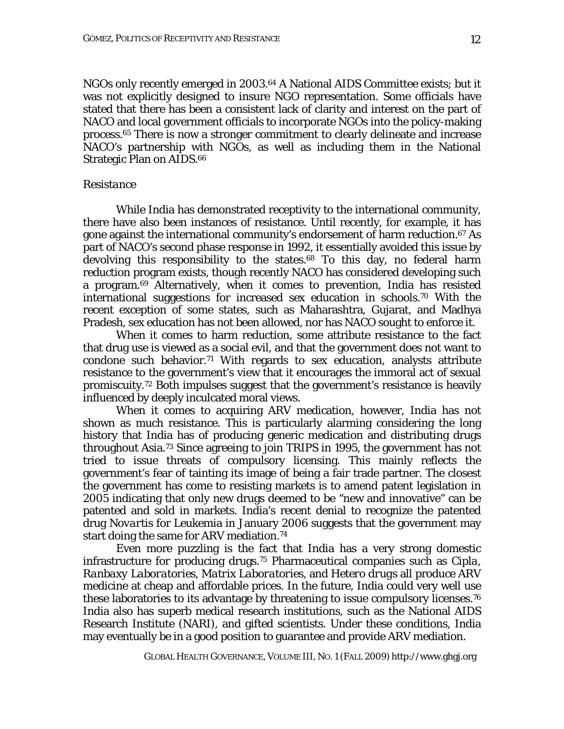NGOs only recently emerged in 2003.[64] A National AIDS Committee exists; but it was not explicitly designed to insure NGO representation. Some officials have stated that there has been a consistent lack of clarity and interest on the part of NACO and local government officials to incorporate NGOs into the policy-making process.[65] There is now a stronger commitment to clearly delineate and increase NACO's partnership with NGOs, as well as including them in the National Strategic Plan on AIDS.[66]

*Resistance*

While India has demonstrated receptivity to the international community, there have also been instances of resistance. Until recently, for example, it has gone against the international community's endorsement of harm reduction.[67] As part of NACO's second phase response in 1992, it essentially avoided this issue by devolving this responsibility to the states.[68] To this day, no federal harm reduction program exists, though recently NACO has considered developing such a program.[69] Alternatively, when it comes to prevention, India has resisted international suggestions for increased sex education in schools.[70] With the recent exception of some states, such as Maharashtra, Gujarat, and Madhya Pradesh, sex education has not been allowed, nor has NACO sought to enforce it.

When it comes to harm reduction, some attribute resistance to the fact that drug use is viewed as a social evil, and that the government does not want to condone such behavior.[71] With regards to sex education, analysts attribute resistance to the government's view that it encourages the immoral act of sexual promiscuity.[72] Both impulses suggest that the government's resistance is heavily influenced by deeply inculcated moral views.

When it comes to acquiring ARV medication, however, India has not shown as much resistance. This is particularly alarming considering the long history that India has of producing generic medication and distributing drugs throughout Asia.[73] Since agreeing to join TRIPS in 1995, the government has not tried to issue threats of compulsory licensing. This mainly reflects the government's fear of tainting its image of being a fair trade partner. The closest the government has come to resisting markets is to amend patent legislation in 2005 indicating that only new drugs deemed to be "new and innovative" can be patented and sold in markets. India's recent denial to recognize the patented drug *Novartis* for Leukemia in January 2006 suggests that the government may start doing the same for ARV mediation.[74]

Even more puzzling is the fact that India has a very strong domestic infrastructure for producing drugs.[75] Pharmaceutical companies such as *Cipla*, *Ranbaxy Laboratories*, *Matrix Laboratories*, and *Hetero drugs* all produce ARV medicine at cheap and affordable prices. In the future, India could very well use these laboratories to its advantage by threatening to issue compulsory licenses.[76] India also has superb medical research institutions, such as the National AIDS Research Institute (NARI), and gifted scientists. Under these conditions, India may eventually be in a good position to guarantee and provide ARV mediation.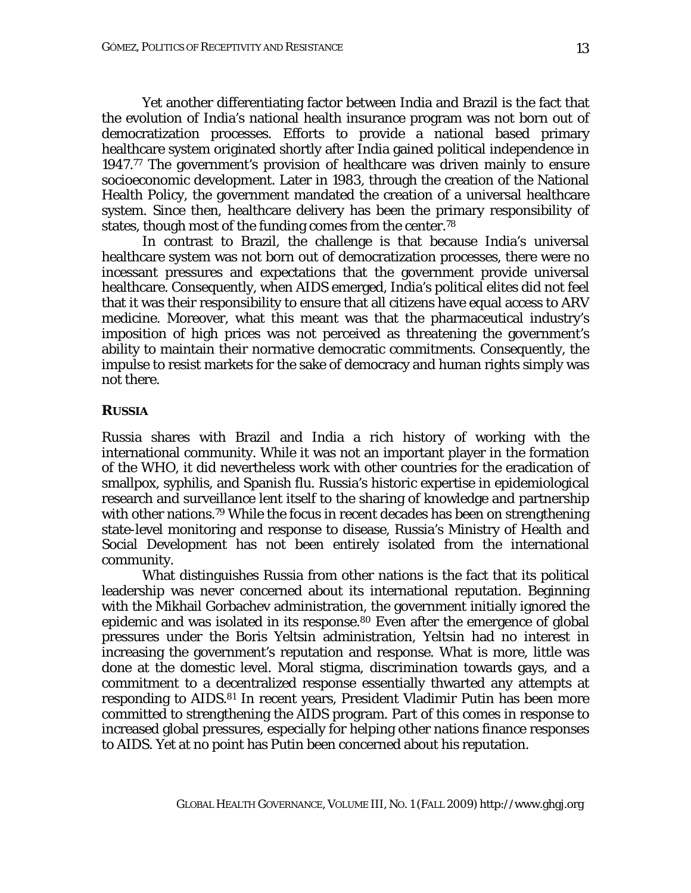Yet another differentiating factor between India and Brazil is the fact that the evolution of India's national health insurance program was not born out of democratization processes. Efforts to provide a national based primary healthcare system originated shortly after India gained political independence in 1947.[77] The government's provision of healthcare was driven mainly to ensure socioeconomic development. Later in 1983, through the creation of the National Health Policy, the government mandated the creation of a universal healthcare system. Since then, healthcare delivery has been the primary responsibility of states, though most of the funding comes from the center.[78]

In contrast to Brazil, the challenge is that because India's universal healthcare system was not born out of democratization processes, there were no incessant pressures and expectations that the government provide universal healthcare. Consequently, when AIDS emerged, India's political elites did not feel that it was their responsibility to ensure that all citizens have equal access to ARV medicine. Moreover, what this meant was that the pharmaceutical industry's imposition of high prices was not perceived as threatening the government's ability to maintain their normative democratic commitments. Consequently, the impulse to resist markets for the sake of democracy and human rights simply was not there.

## RUSSIA

Russia shares with Brazil and India a rich history of working with the international community. While it was not an important player in the formation of the WHO, it did nevertheless work with other countries for the eradication of smallpox, syphilis, and Spanish flu. Russia's historic expertise in epidemiological research and surveillance lent itself to the sharing of knowledge and partnership with other nations.[79] While the focus in recent decades has been on strengthening state-level monitoring and response to disease, Russia's Ministry of Health and Social Development has not been entirely isolated from the international community.

What distinguishes Russia from other nations is the fact that its political leadership was never concerned about its international reputation. Beginning with the Mikhail Gorbachev administration, the government initially ignored the epidemic and was isolated in its response.[80] Even after the emergence of global pressures under the Boris Yeltsin administration, Yeltsin had no interest in increasing the government's reputation and response. What is more, little was done at the domestic level. Moral stigma, discrimination towards gays, and a commitment to a decentralized response essentially thwarted any attempts at responding to AIDS.[81] In recent years, President Vladimir Putin has been more committed to strengthening the AIDS program. Part of this comes in response to increased global pressures, especially for helping other nations finance responses to AIDS. Yet at no point has Putin been concerned about his reputation.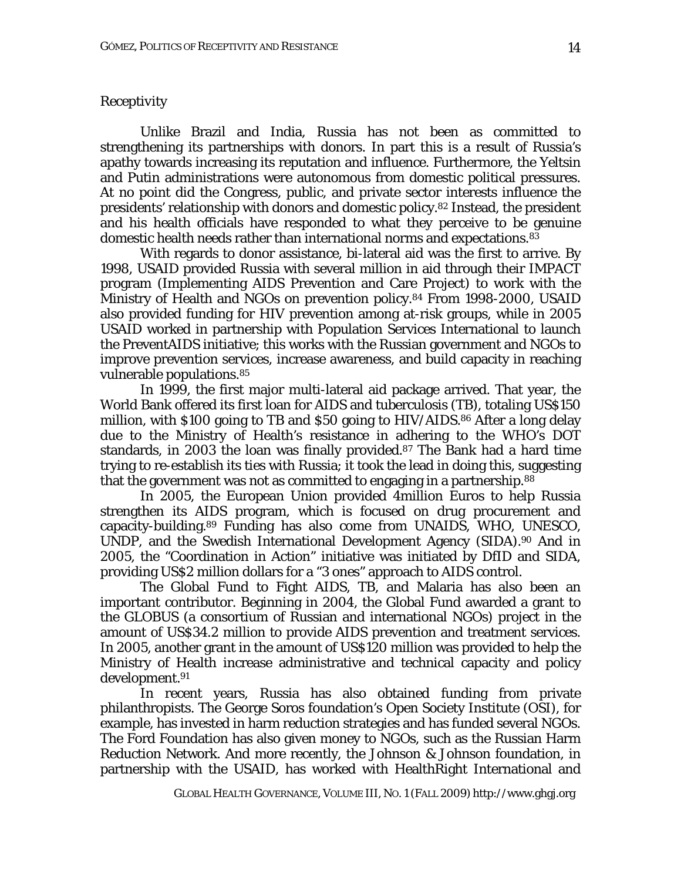### Receptivity

Unlike Brazil and India, Russia has not been as committed to strengthening its partnerships with donors. In part this is a result of Russia's apathy towards increasing its reputation and influence. Furthermore, the Yeltsin and Putin administrations were autonomous from domestic political pressures. At no point did the Congress, public, and private sector interests influence the presidents' relationship with donors and domestic policy.[82] Instead, the president and his health officials have responded to what they perceive to be genuine domestic health needs rather than international norms and expectations.[83]

With regards to donor assistance, bi-lateral aid was the first to arrive. By 1998, USAID provided Russia with several million in aid through their IMPACT program (Implementing AIDS Prevention and Care Project) to work with the Ministry of Health and NGOs on prevention policy.[84] From 1998-2000, USAID also provided funding for HIV prevention among at-risk groups, while in 2005 USAID worked in partnership with Population Services International to launch the PreventAIDS initiative; this works with the Russian government and NGOs to improve prevention services, increase awareness, and build capacity in reaching vulnerable populations.[85]

In 1999, the first major multi-lateral aid package arrived. That year, the World Bank offered its first loan for AIDS and tuberculosis (TB), totaling US$150 million, with $100 going to TB and $50 going to HIV/AIDS.[86] After a long delay due to the Ministry of Health's resistance in adhering to the WHO's DOT standards, in 2003 the loan was finally provided.[87] The Bank had a hard time trying to re-establish its ties with Russia; it took the lead in doing this, suggesting that the government was not as committed to engaging in a partnership.[88]

In 2005, the European Union provided 4million Euros to help Russia strengthen its AIDS program, which is focused on drug procurement and capacity-building.[89] Funding has also come from UNAIDS, WHO, UNESCO, UNDP, and the Swedish International Development Agency (SIDA).[90] And in 2005, the "Coordination in Action" initiative was initiated by DfID and SIDA, providing US$2 million dollars for a "3 ones" approach to AIDS control.

The Global Fund to Fight AIDS, TB, and Malaria has also been an important contributor. Beginning in 2004, the Global Fund awarded a grant to the GLOBUS (a consortium of Russian and international NGOs) project in the amount of US$34.2 million to provide AIDS prevention and treatment services. In 2005, another grant in the amount of US$120 million was provided to help the Ministry of Health increase administrative and technical capacity and policy development.[91]

In recent years, Russia has also obtained funding from private philanthropists. The George Soros foundation's Open Society Institute (OSI), for example, has invested in harm reduction strategies and has funded several NGOs. The Ford Foundation has also given money to NGOs, such as the Russian Harm Reduction Network. And more recently, the Johnson & Johnson foundation, in partnership with the USAID, has worked with HealthRight International and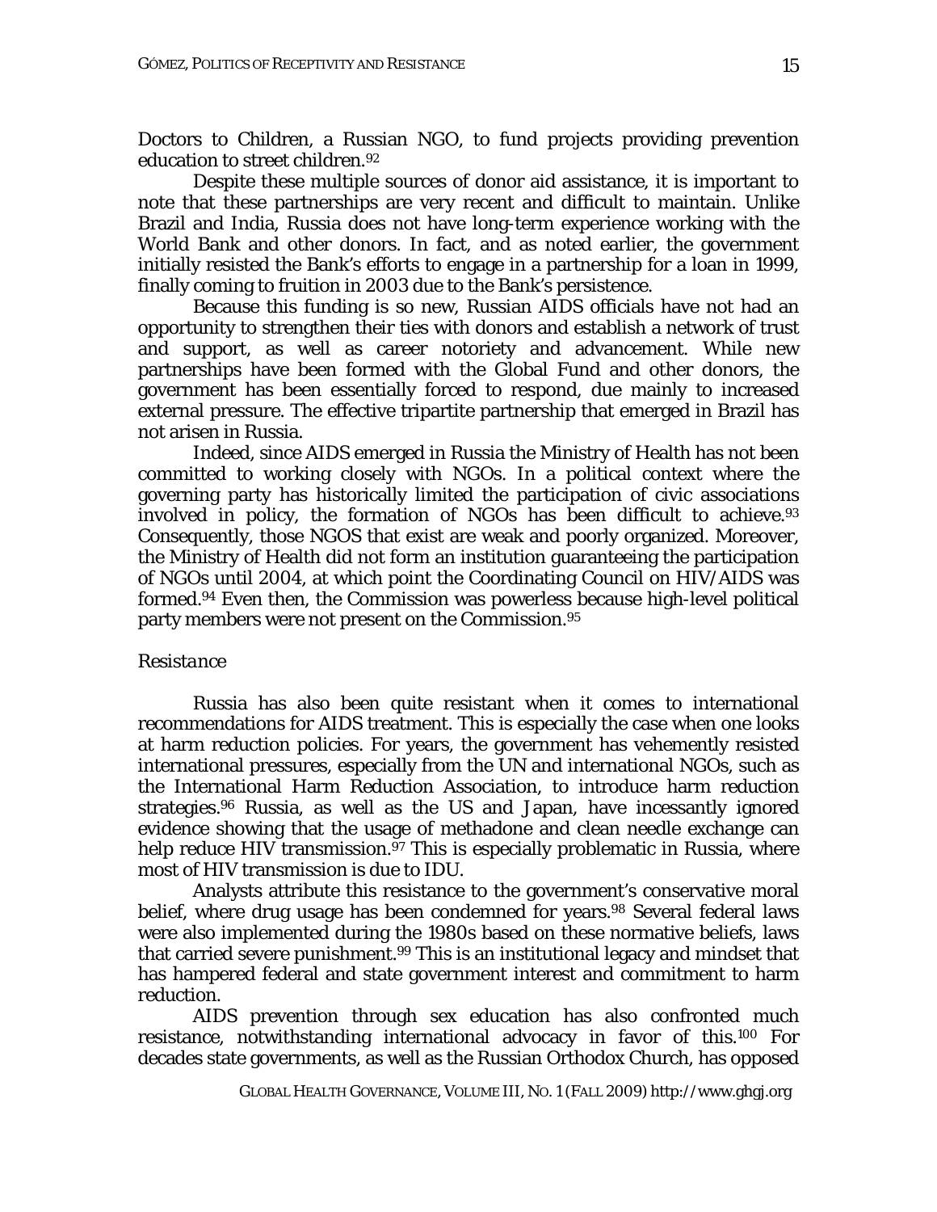Doctors to Children, a Russian NGO, to fund projects providing prevention education to street children.[92]

Despite these multiple sources of donor aid assistance, it is important to note that these partnerships are very recent and difficult to maintain. Unlike Brazil and India, Russia does not have long-term experience working with the World Bank and other donors. In fact, and as noted earlier, the government initially resisted the Bank's efforts to engage in a partnership for a loan in 1999, finally coming to fruition in 2003 due to the Bank's persistence.

Because this funding is so new, Russian AIDS officials have not had an opportunity to strengthen their ties with donors and establish a network of trust and support, as well as career notoriety and advancement. While new partnerships have been formed with the Global Fund and other donors, the government has been essentially forced to respond, due mainly to increased external pressure. The effective tripartite partnership that emerged in Brazil has not arisen in Russia.

Indeed, since AIDS emerged in Russia the Ministry of Health has not been committed to working closely with NGOs. In a political context where the governing party has historically limited the participation of civic associations involved in policy, the formation of NGOs has been difficult to achieve.[93] Consequently, those NGOS that exist are weak and poorly organized. Moreover, the Ministry of Health did not form an institution guaranteeing the participation of NGOs until 2004, at which point the Coordinating Council on HIV/AIDS was formed.[94] Even then, the Commission was powerless because high-level political party members were not present on the Commission.[95]

*Resistance*

Russia has also been quite resistant when it comes to international recommendations for AIDS treatment. This is especially the case when one looks at harm reduction policies. For years, the government has vehemently resisted international pressures, especially from the UN and international NGOs, such as the International Harm Reduction Association, to introduce harm reduction strategies.[96] Russia, as well as the US and Japan, have incessantly ignored evidence showing that the usage of methadone and clean needle exchange can help reduce HIV transmission.[97] This is especially problematic in Russia, where most of HIV transmission is due to IDU.

Analysts attribute this resistance to the government's conservative moral belief, where drug usage has been condemned for years.[98] Several federal laws were also implemented during the 1980s based on these normative beliefs, laws that carried severe punishment.[99] This is an institutional legacy and mindset that has hampered federal and state government interest and commitment to harm reduction.

AIDS prevention through sex education has also confronted much resistance, notwithstanding international advocacy in favor of this.[100] For decades state governments, as well as the Russian Orthodox Church, has opposed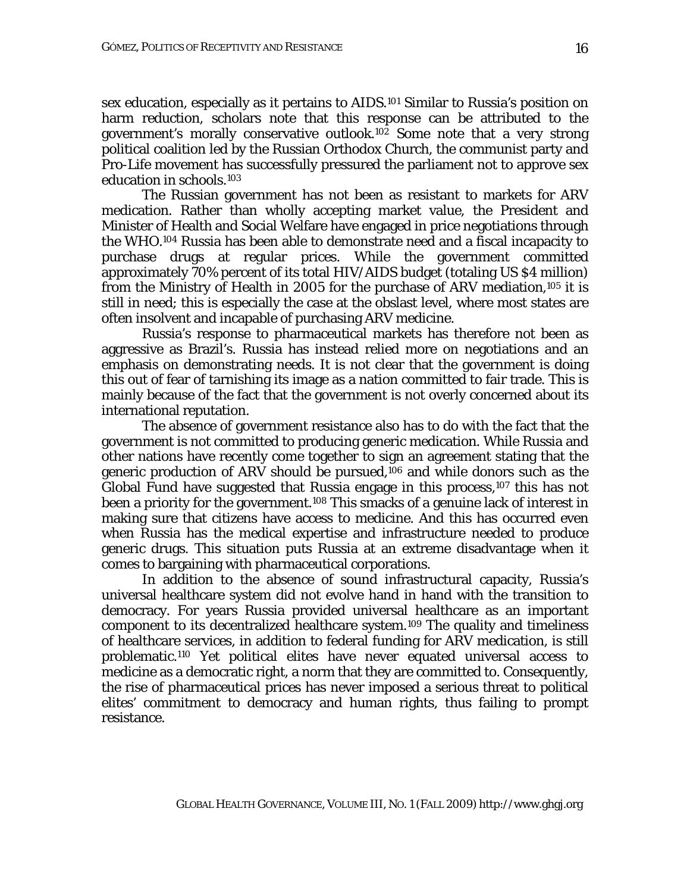sex education, especially as it pertains to AIDS.[101] Similar to Russia's position on harm reduction, scholars note that this response can be attributed to the government's morally conservative outlook.[102] Some note that a very strong political coalition led by the Russian Orthodox Church, the communist party and Pro-Life movement has successfully pressured the parliament not to approve sex education in schools.[103]

The Russian government has not been as resistant to markets for ARV medication. Rather than wholly accepting market value, the President and Minister of Health and Social Welfare have engaged in price negotiations through the WHO.[104] Russia has been able to demonstrate need and a fiscal incapacity to purchase drugs at regular prices. While the government committed approximately 70% percent of its total HIV/AIDS budget (totaling US $4 million) from the Ministry of Health in 2005 for the purchase of ARV mediation,[105] it is still in need; this is especially the case at the obslast level, where most states are often insolvent and incapable of purchasing ARV medicine.

Russia's response to pharmaceutical markets has therefore not been as aggressive as Brazil's. Russia has instead relied more on negotiations and an emphasis on demonstrating needs. It is not clear that the government is doing this out of fear of tarnishing its image as a nation committed to fair trade. This is mainly because of the fact that the government is not overly concerned about its international reputation.

The absence of government resistance also has to do with the fact that the government is not committed to producing generic medication. While Russia and other nations have recently come together to sign an agreement stating that the generic production of ARV should be pursued,[106] and while donors such as the Global Fund have suggested that Russia engage in this process,[107] this has not been a priority for the government.[108] This smacks of a genuine lack of interest in making sure that citizens have access to medicine. And this has occurred even when Russia has the medical expertise and infrastructure needed to produce generic drugs. This situation puts Russia at an extreme disadvantage when it comes to bargaining with pharmaceutical corporations.

In addition to the absence of sound infrastructural capacity, Russia's universal healthcare system did not evolve hand in hand with the transition to democracy. For years Russia provided universal healthcare as an important component to its decentralized healthcare system.[109] The quality and timeliness of healthcare services, in addition to federal funding for ARV medication, is still problematic.[110] Yet political elites have never equated universal access to medicine as a democratic right, a norm that they are committed to. Consequently, the rise of pharmaceutical prices has never imposed a serious threat to political elites' commitment to democracy and human rights, thus failing to prompt resistance.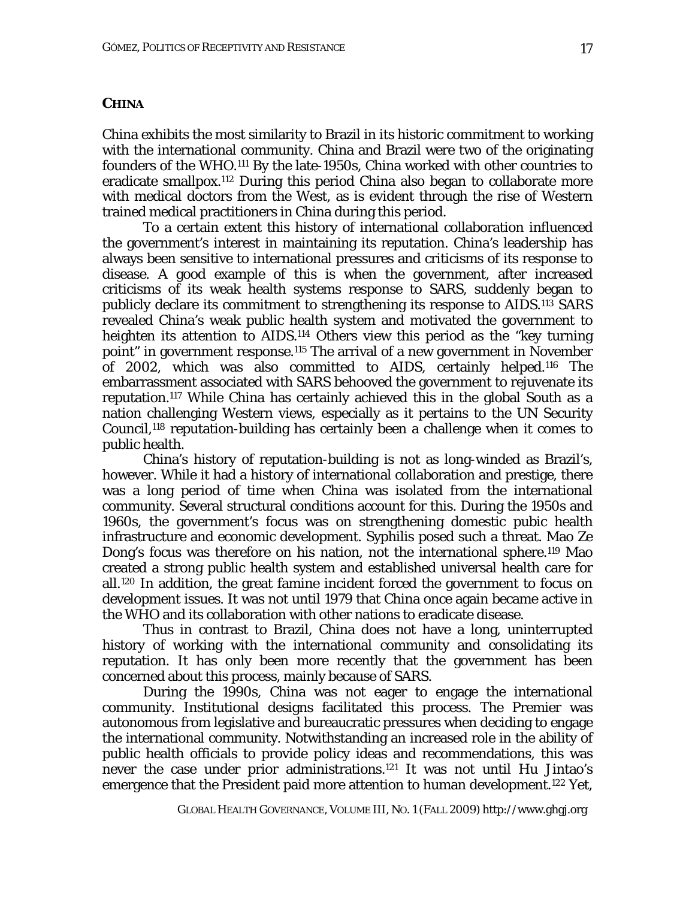## CHINA

China exhibits the most similarity to Brazil in its historic commitment to working with the international community. China and Brazil were two of the originating founders of the WHO.[111] By the late-1950s, China worked with other countries to eradicate smallpox.[112] During this period China also began to collaborate more with medical doctors from the West, as is evident through the rise of Western trained medical practitioners in China during this period.

To a certain extent this history of international collaboration influenced the government's interest in maintaining its reputation. China's leadership has always been sensitive to international pressures and criticisms of its response to disease. A good example of this is when the government, after increased criticisms of its weak health systems response to SARS, suddenly began to publicly declare its commitment to strengthening its response to AIDS.[113] SARS revealed China's weak public health system and motivated the government to heighten its attention to AIDS.[114] Others view this period as the "key turning point" in government response.[115] The arrival of a new government in November of 2002, which was also committed to AIDS, certainly helped.[116] The embarrassment associated with SARS behooved the government to rejuvenate its reputation.[117] While China has certainly achieved this in the global South as a nation challenging Western views, especially as it pertains to the UN Security Council,[118] reputation-building has certainly been a challenge when it comes to public health.

China's history of reputation-building is not as long-winded as Brazil's, however. While it had a history of international collaboration and prestige, there was a long period of time when China was isolated from the international community. Several structural conditions account for this. During the 1950s and 1960s, the government's focus was on strengthening domestic pubic health infrastructure and economic development. Syphilis posed such a threat. Mao Ze Dong's focus was therefore on his nation, not the international sphere.[119] Mao created a strong public health system and established universal health care for all.[120] In addition, the great famine incident forced the government to focus on development issues. It was not until 1979 that China once again became active in the WHO and its collaboration with other nations to eradicate disease.

Thus in contrast to Brazil, China does not have a long, uninterrupted history of working with the international community and consolidating its reputation. It has only been more recently that the government has been concerned about this process, mainly because of SARS.

During the 1990s, China was not eager to engage the international community. Institutional designs facilitated this process. The Premier was autonomous from legislative and bureaucratic pressures when deciding to engage the international community. Notwithstanding an increased role in the ability of public health officials to provide policy ideas and recommendations, this was never the case under prior administrations.[121] It was not until Hu Jintao's emergence that the President paid more attention to human development.[122] Yet,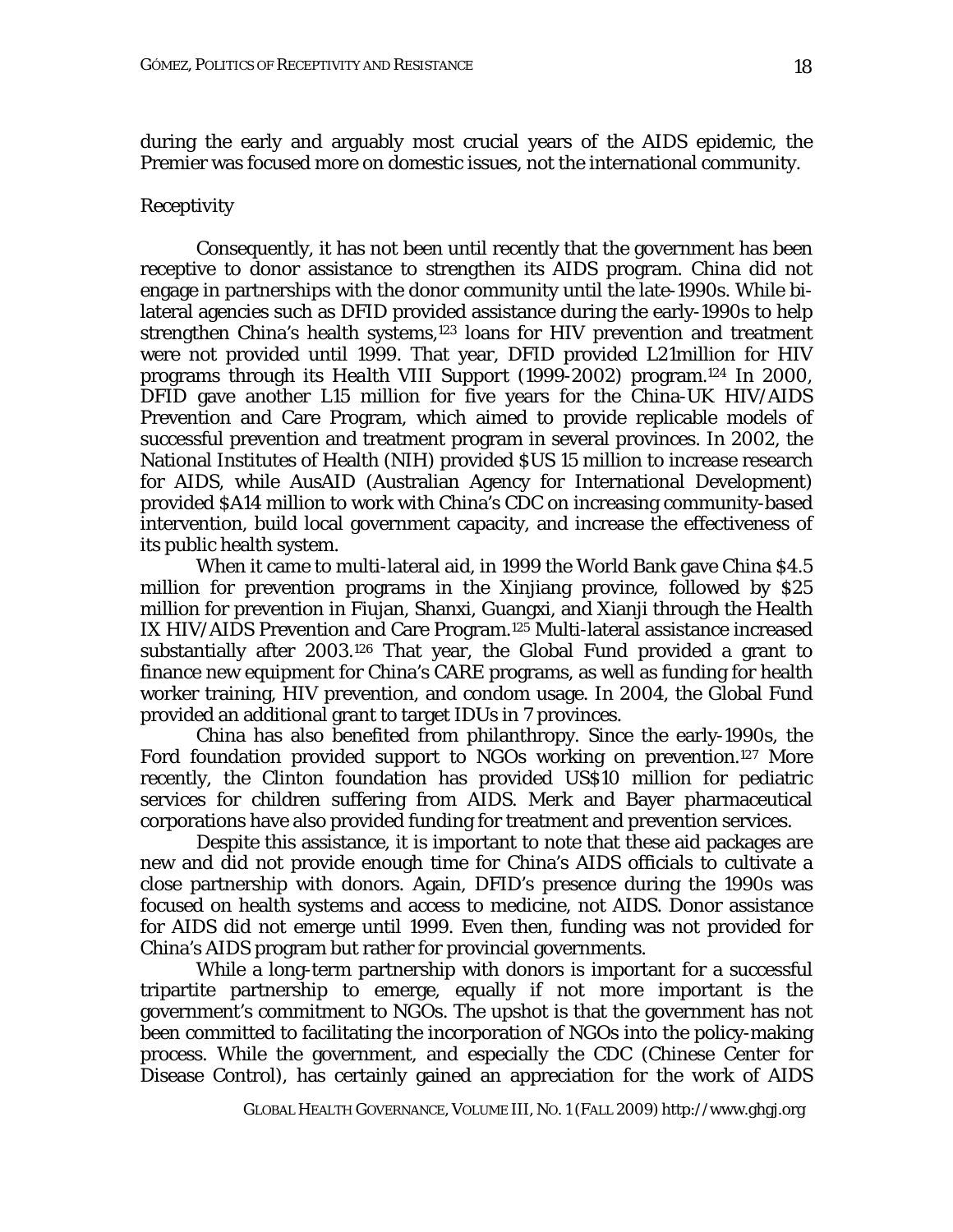during the early and arguably most crucial years of the AIDS epidemic, the Premier was focused more on domestic issues, not the international community.

### Receptivity

Consequently, it has not been until recently that the government has been receptive to donor assistance to strengthen its AIDS program. China did not engage in partnerships with the donor community until the late-1990s. While bi-lateral agencies such as DFID provided assistance during the early-1990s to help strengthen China's health systems,[123] loans for HIV prevention and treatment were not provided until 1999. That year, DFID provided L21million for HIV programs through its Health VIII Support (1999-2002) program.[124] In 2000, DFID gave another L15 million for five years for the China-UK HIV/AIDS Prevention and Care Program, which aimed to provide replicable models of successful prevention and treatment program in several provinces. In 2002, the National Institutes of Health (NIH) provided $US 15 million to increase research for AIDS, while AusAID (Australian Agency for International Development) provided $A14 million to work with China's CDC on increasing community-based intervention, build local government capacity, and increase the effectiveness of its public health system.

When it came to multi-lateral aid, in 1999 the World Bank gave China $4.5 million for prevention programs in the Xinjiang province, followed by $25 million for prevention in Fiujan, Shanxi, Guangxi, and Xianji through the Health IX HIV/AIDS Prevention and Care Program.[125] Multi-lateral assistance increased substantially after 2003.[126] That year, the Global Fund provided a grant to finance new equipment for China's CARE programs, as well as funding for health worker training, HIV prevention, and condom usage. In 2004, the Global Fund provided an additional grant to target IDUs in 7 provinces.

China has also benefited from philanthropy. Since the early-1990s, the Ford foundation provided support to NGOs working on prevention.[127] More recently, the Clinton foundation has provided US$10 million for pediatric services for children suffering from AIDS. Merk and Bayer pharmaceutical corporations have also provided funding for treatment and prevention services.

Despite this assistance, it is important to note that these aid packages are new and did not provide enough time for China's AIDS officials to cultivate a close partnership with donors. Again, DFID's presence during the 1990s was focused on health systems and access to medicine, not AIDS. Donor assistance for AIDS did not emerge until 1999. Even then, funding was not provided for China's AIDS program but rather for provincial governments.

While a long-term partnership with donors is important for a successful tripartite partnership to emerge, equally if not more important is the government's commitment to NGOs. The upshot is that the government has not been committed to facilitating the incorporation of NGOs into the policy-making process. While the government, and especially the CDC (Chinese Center for Disease Control), has certainly gained an appreciation for the work of AIDS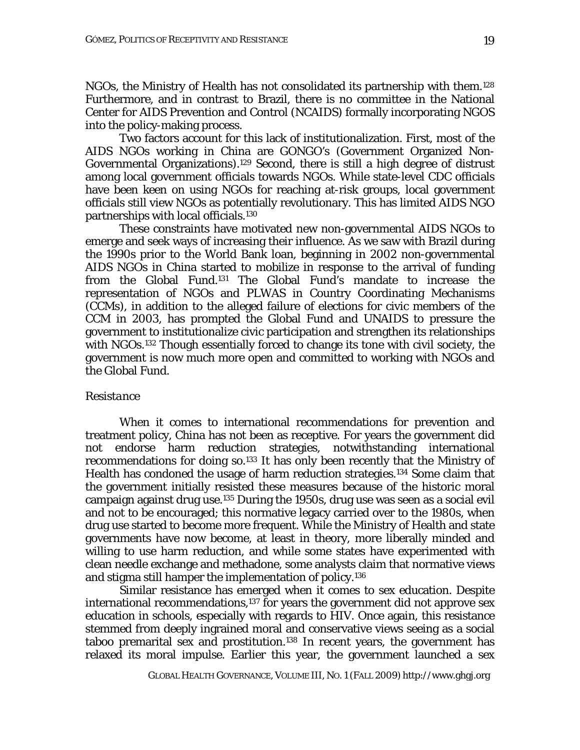NGOs, the Ministry of Health has not consolidated its partnership with them.[128] Furthermore, and in contrast to Brazil, there is no committee in the National Center for AIDS Prevention and Control (NCAIDS) formally incorporating NGOS into the policy-making process.

Two factors account for this lack of institutionalization. First, most of the AIDS NGOs working in China are GONGO's (Government Organized Non-Governmental Organizations).[129] Second, there is still a high degree of distrust among local government officials towards NGOs. While state-level CDC officials have been keen on using NGOs for reaching at-risk groups, local government officials still view NGOs as potentially revolutionary. This has limited AIDS NGO partnerships with local officials.[130]

These constraints have motivated new non-governmental AIDS NGOs to emerge and seek ways of increasing their influence. As we saw with Brazil during the 1990s prior to the World Bank loan, beginning in 2002 non-governmental AIDS NGOs in China started to mobilize in response to the arrival of funding from the Global Fund.[131] The Global Fund's mandate to increase the representation of NGOs and PLWAS in Country Coordinating Mechanisms (CCMs), in addition to the alleged failure of elections for civic members of the CCM in 2003, has prompted the Global Fund and UNAIDS to pressure the government to institutionalize civic participation and strengthen its relationships with NGOs.[132] Though essentially forced to change its tone with civil society, the government is now much more open and committed to working with NGOs and the Global Fund.

*Resistance*

When it comes to international recommendations for prevention and treatment policy, China has not been as receptive. For years the government did not endorse harm reduction strategies, notwithstanding international recommendations for doing so.[133] It has only been recently that the Ministry of Health has condoned the usage of harm reduction strategies.[134] Some claim that the government initially resisted these measures because of the historic moral campaign against drug use.[135] During the 1950s, drug use was seen as a social evil and not to be encouraged; this normative legacy carried over to the 1980s, when drug use started to become more frequent. While the Ministry of Health and state governments have now become, at least in theory, more liberally minded and willing to use harm reduction, and while some states have experimented with clean needle exchange and methadone, some analysts claim that normative views and stigma still hamper the implementation of policy.[136]

Similar resistance has emerged when it comes to sex education. Despite international recommendations,[137] for years the government did not approve sex education in schools, especially with regards to HIV. Once again, this resistance stemmed from deeply ingrained moral and conservative views seeing as a social taboo premarital sex and prostitution.[138] In recent years, the government has relaxed its moral impulse. Earlier this year, the government launched a sex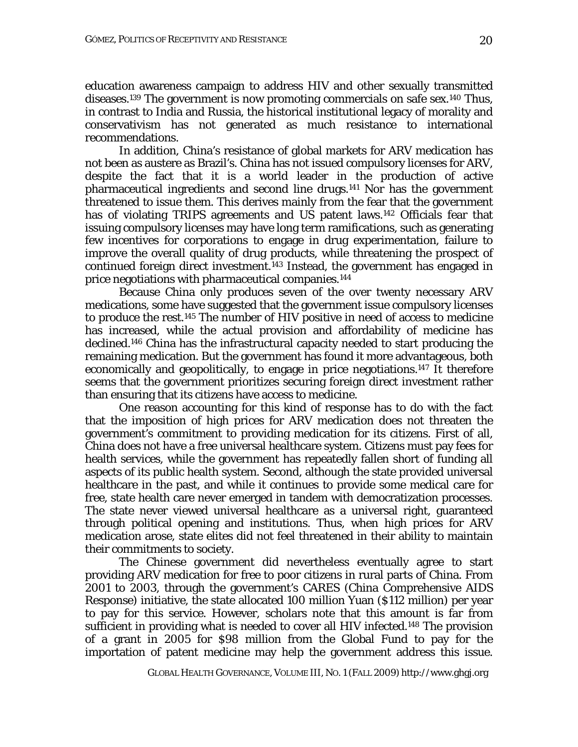education awareness campaign to address HIV and other sexually transmitted diseases.[139] The government is now promoting commercials on safe sex.[140] Thus, in contrast to India and Russia, the historical institutional legacy of morality and conservativism has not generated as much resistance to international recommendations.

In addition, China's resistance of global markets for ARV medication has not been as austere as Brazil's. China has not issued compulsory licenses for ARV, despite the fact that it is a world leader in the production of active pharmaceutical ingredients and second line drugs.[141] Nor has the government threatened to issue them. This derives mainly from the fear that the government has of violating TRIPS agreements and US patent laws.[142] Officials fear that issuing compulsory licenses may have long term ramifications, such as generating few incentives for corporations to engage in drug experimentation, failure to improve the overall quality of drug products, while threatening the prospect of continued foreign direct investment.[143] Instead, the government has engaged in price negotiations with pharmaceutical companies.[144]

Because China only produces seven of the over twenty necessary ARV medications, some have suggested that the government issue compulsory licenses to produce the rest.[145] The number of HIV positive in need of access to medicine has increased, while the actual provision and affordability of medicine has declined.[146] China has the infrastructural capacity needed to start producing the remaining medication. But the government has found it more advantageous, both economically and geopolitically, to engage in price negotiations.[147] It therefore seems that the government prioritizes securing foreign direct investment rather than ensuring that its citizens have access to medicine.

One reason accounting for this kind of response has to do with the fact that the imposition of high prices for ARV medication does not threaten the government's commitment to providing medication for its citizens. First of all, China does not have a free universal healthcare system. Citizens must pay fees for health services, while the government has repeatedly fallen short of funding all aspects of its public health system. Second, although the state provided universal healthcare in the past, and while it continues to provide some medical care for free, state health care never emerged in tandem with democratization processes. The state never viewed universal healthcare as a universal right, guaranteed through political opening and institutions. Thus, when high prices for ARV medication arose, state elites did not feel threatened in their ability to maintain their commitments to society.

The Chinese government did nevertheless eventually agree to start providing ARV medication for free to poor citizens in rural parts of China. From 2001 to 2003, through the government's CARES (China Comprehensive AIDS Response) initiative, the state allocated 100 million Yuan ($112 million) per year to pay for this service. However, scholars note that this amount is far from sufficient in providing what is needed to cover all HIV infected.[148] The provision of a grant in 2005 for $98 million from the Global Fund to pay for the importation of patent medicine may help the government address this issue.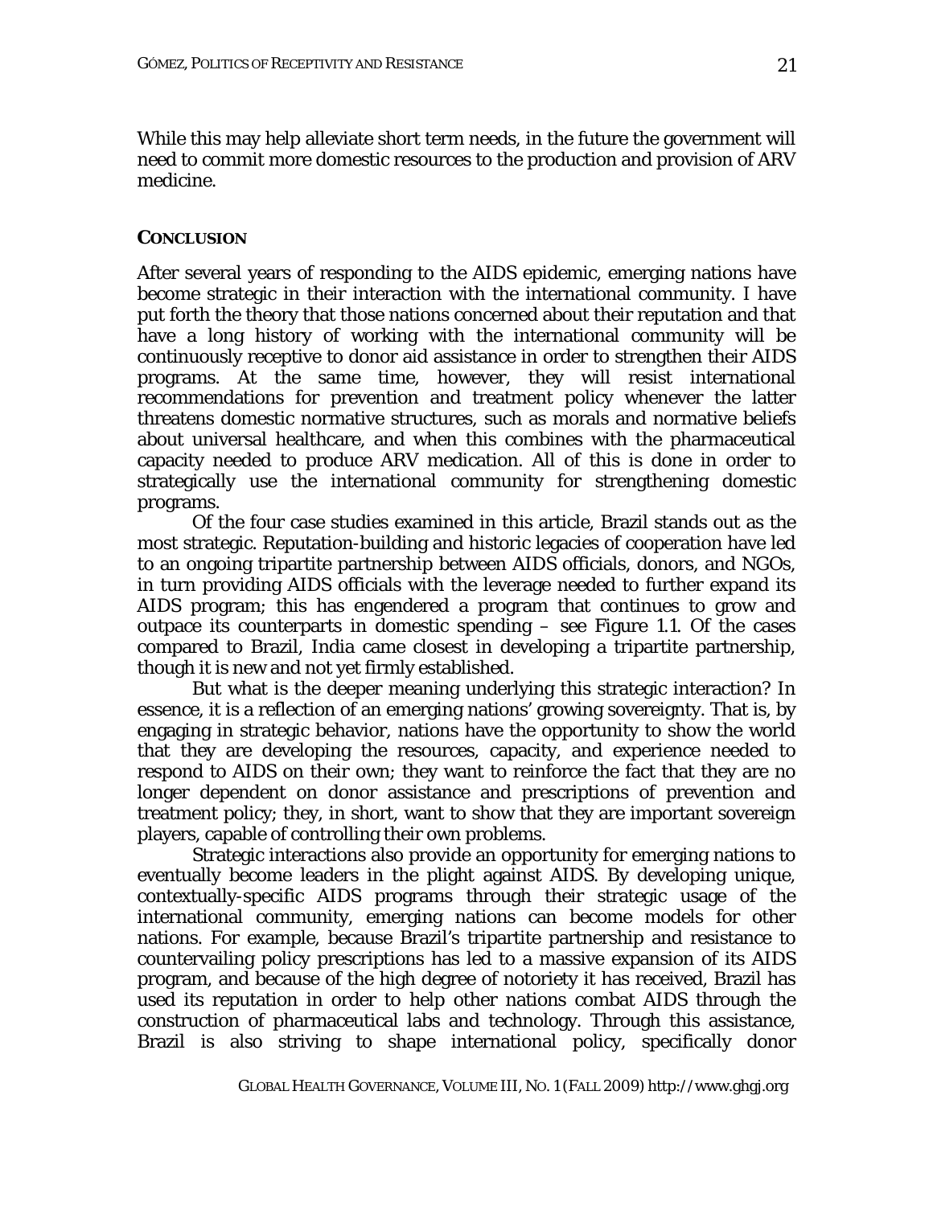While this may help alleviate short term needs, in the future the government will need to commit more domestic resources to the production and provision of ARV medicine.

## CONCLUSION

After several years of responding to the AIDS epidemic, emerging nations have become strategic in their interaction with the international community. I have put forth the theory that those nations concerned about their reputation and that have a long history of working with the international community will be continuously receptive to donor aid assistance in order to strengthen their AIDS programs. At the same time, however, they will resist international recommendations for prevention and treatment policy whenever the latter threatens domestic normative structures, such as morals and normative beliefs about universal healthcare, and when this combines with the pharmaceutical capacity needed to produce ARV medication. All of this is done in order to strategically use the international community for strengthening domestic programs.

Of the four case studies examined in this article, Brazil stands out as the most strategic. Reputation-building and historic legacies of cooperation have led to an ongoing tripartite partnership between AIDS officials, donors, and NGOs, in turn providing AIDS officials with the leverage needed to further expand its AIDS program; this has engendered a program that continues to grow and outpace its counterparts in domestic spending – see Figure 1.1. Of the cases compared to Brazil, India came closest in developing a tripartite partnership, though it is new and not yet firmly established.

But what is the deeper meaning underlying this strategic interaction? In essence, it is a reflection of an emerging nations' growing sovereignty. That is, by engaging in strategic behavior, nations have the opportunity to show the world that they are developing the resources, capacity, and experience needed to respond to AIDS on their own; they want to reinforce the fact that they are no longer dependent on donor assistance and prescriptions of prevention and treatment policy; they, in short, want to show that they are important sovereign players, capable of controlling their own problems.

Strategic interactions also provide an opportunity for emerging nations to eventually become leaders in the plight against AIDS. By developing unique, contextually-specific AIDS programs through their strategic usage of the international community, emerging nations can become models for other nations. For example, because Brazil's tripartite partnership and resistance to countervailing policy prescriptions has led to a massive expansion of its AIDS program, and because of the high degree of notoriety it has received, Brazil has used its reputation in order to help other nations combat AIDS through the construction of pharmaceutical labs and technology. Through this assistance, Brazil is also striving to shape international policy, specifically donor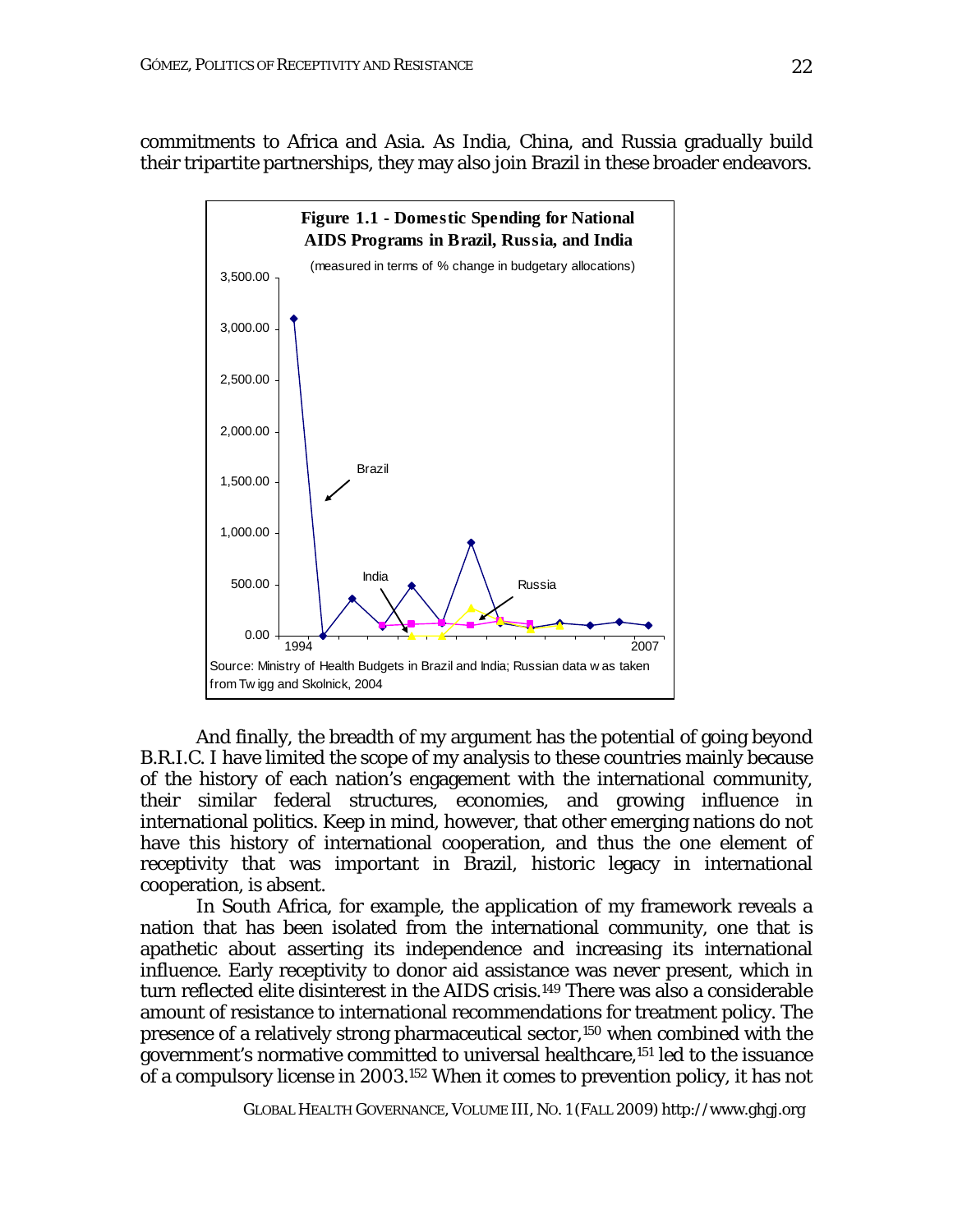commitments to Africa and Asia. As India, China, and Russia gradually build their tripartite partnerships, they may also join Brazil in these broader endeavors.

**Figure 1.1 - Domestic Spending for National AIDS Programs in Brazil, Russia, and India**

(measured in terms of % change in budgetary allocations)

Source: Ministry of Health Budgets in Brazil and India; Russian data was taken from Twigg and Skolnick, 2004

And finally, the breadth of my argument has the potential of going beyond B.R.I.C. I have limited the scope of my analysis to these countries mainly because of the history of each nation's engagement with the international community, their similar federal structures, economies, and growing influence in international politics. Keep in mind, however, that other emerging nations do not have this history of international cooperation, and thus the one element of receptivity that was important in Brazil, historic legacy in international cooperation, is absent.

In South Africa, for example, the application of my framework reveals a nation that has been isolated from the international community, one that is apathetic about asserting its independence and increasing its international influence. Early receptivity to donor aid assistance was never present, which in turn reflected elite disinterest in the AIDS crisis.[149] There was also a considerable amount of resistance to international recommendations for treatment policy. The presence of a relatively strong pharmaceutical sector,[150] when combined with the government's normative committed to universal healthcare,[151] led to the issuance of a compulsory license in 2003.[152] When it comes to prevention policy, it has not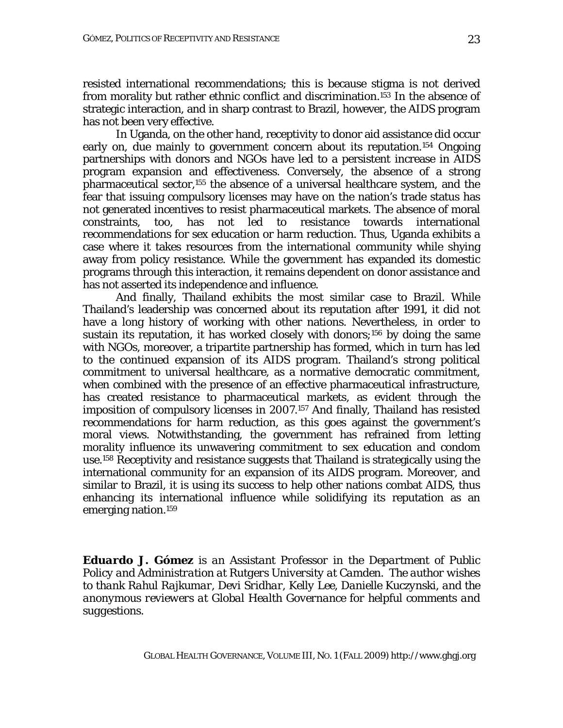resisted international recommendations; this is because stigma is not derived from morality but rather ethnic conflict and discrimination.[153] In the absence of strategic interaction, and in sharp contrast to Brazil, however, the AIDS program has not been very effective.

In Uganda, on the other hand, receptivity to donor aid assistance did occur early on, due mainly to government concern about its reputation.[154] Ongoing partnerships with donors and NGOs have led to a persistent increase in AIDS program expansion and effectiveness. Conversely, the absence of a strong pharmaceutical sector,[155] the absence of a universal healthcare system, and the fear that issuing compulsory licenses may have on the nation's trade status has not generated incentives to resist pharmaceutical markets. The absence of moral constraints, too, has not led to resistance towards international recommendations for sex education or harm reduction. Thus, Uganda exhibits a case where it takes resources from the international community while shying away from policy resistance. While the government has expanded its domestic programs through this interaction, it remains dependent on donor assistance and has not asserted its independence and influence.

And finally, Thailand exhibits the most similar case to Brazil. While Thailand's leadership was concerned about its reputation after 1991, it did not have a long history of working with other nations. Nevertheless, in order to sustain its reputation, it has worked closely with donors;[156] by doing the same with NGOs, moreover, a tripartite partnership has formed, which in turn has led to the continued expansion of its AIDS program. Thailand's strong political commitment to universal healthcare, as a normative democratic commitment, when combined with the presence of an effective pharmaceutical infrastructure, has created resistance to pharmaceutical markets, as evident through the imposition of compulsory licenses in 2007.[157] And finally, Thailand has resisted recommendations for harm reduction, as this goes against the government's moral views. Notwithstanding, the government has refrained from letting morality influence its unwavering commitment to sex education and condom use.[158] Receptivity and resistance suggests that Thailand is strategically using the international community for an expansion of its AIDS program. Moreover, and similar to Brazil, it is using its success to help other nations combat AIDS, thus enhancing its international influence while solidifying its reputation as an emerging nation.[159]

***Eduardo J. Gómez*** *is an Assistant Professor in the Department of Public Policy and Administration at Rutgers University at Camden. The author wishes to thank Rahul Rajkumar, Devi Sridhar, Kelly Lee, Danielle Kuczynski, and the anonymous reviewers at Global Health Governance for helpful comments and suggestions.*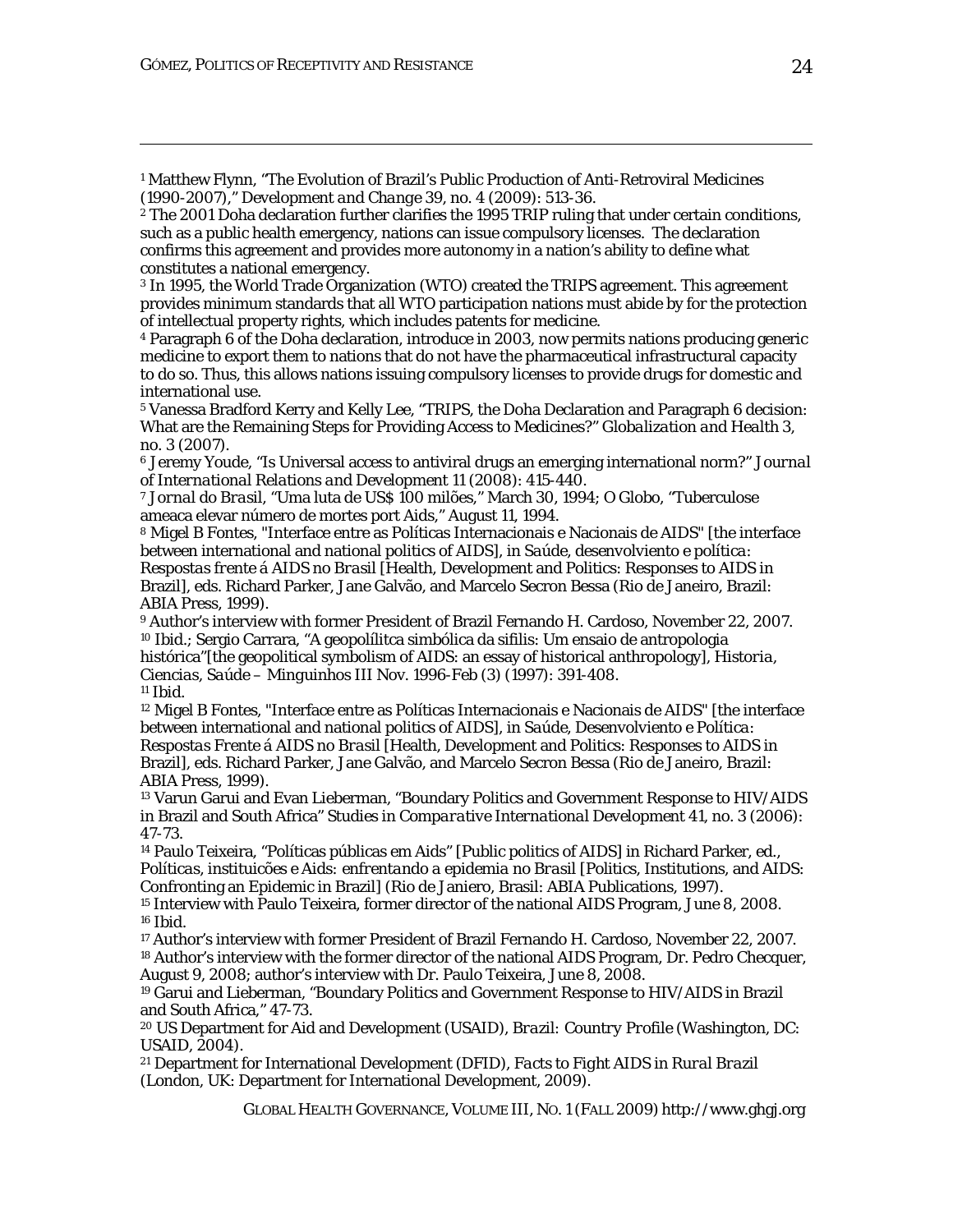[1] Matthew Flynn, "The Evolution of Brazil's Public Production of Anti-Retroviral Medicines (1990-2007)," *Development and Change* 39, no. 4 (2009): 513-36.

[2] The 2001 Doha declaration further clarifies the 1995 TRIP ruling that under certain conditions, such as a public health emergency, nations can issue compulsory licenses. The declaration confirms this agreement and provides more autonomy in a nation's ability to define what constitutes a national emergency.

[3] In 1995, the World Trade Organization (WTO) created the TRIPS agreement. This agreement provides minimum standards that all WTO participation nations must abide by for the protection of intellectual property rights, which includes patents for medicine.

[4] Paragraph 6 of the Doha declaration, introduce in 2003, now permits nations producing generic medicine to export them to nations that do not have the pharmaceutical infrastructural capacity to do so. Thus, this allows nations issuing compulsory licenses to provide drugs for domestic and international use.

[5] Vanessa Bradford Kerry and Kelly Lee, "TRIPS, the Doha Declaration and Paragraph 6 decision: What are the Remaining Steps for Providing Access to Medicines?" *Globalization and Health* 3, no. 3 (2007).

[6] Jeremy Youde, "Is Universal access to antiviral drugs an emerging international norm?" *Journal of International Relations and Development* 11 (2008): 415-440.

[7] *Jornal do Brasil*, "Uma luta de US$ 100 milões," March 30, 1994; *O Globo*, "Tuberculose ameaca elevar número de mortes port Aids," August 11, 1994.

[8] Migel B Fontes, "Interface entre as Políticas Internacionais e Nacionais de AIDS" [the interface between international and national politics of AIDS], in *Saúde, desenvolviento e política: Respostas frente á AIDS no Brasil* [Health, Development and Politics: Responses to AIDS in Brazil], eds. Richard Parker, Jane Galvão, and Marcelo Secron Bessa (Rio de Janeiro, Brazil: ABIA Press, 1999).

[9] Author's interview with former President of Brazil Fernando H. Cardoso, November 22, 2007.

[10] Ibid.; Sergio Carrara, "A geopolílitca simbólica da sifilis: Um ensaio de antropologia histórica"[the geopolitical symbolism of AIDS: an essay of historical anthropology], *Historia, Ciencias, Saúde – Minguinhos* III Nov. 1996-Feb (3) (1997): 391-408.

[11] Ibid.

[12] Migel B Fontes, "Interface entre as Políticas Internacionais e Nacionais de AIDS" [the interface between international and national politics of AIDS], in *Saúde, Desenvolviento e Política: Respostas Frente á AIDS no Brasil* [Health, Development and Politics: Responses to AIDS in Brazil], eds. Richard Parker, Jane Galvão, and Marcelo Secron Bessa (Rio de Janeiro, Brazil: ABIA Press, 1999).

[13] Varun Garui and Evan Lieberman, "Boundary Politics and Government Response to HIV/AIDS in Brazil and South Africa" *Studies in Comparative International Development* 41, no. 3 (2006): 47-73.

[14] Paulo Teixeira, "Políticas públicas em Aids" [Public politics of AIDS] in Richard Parker, ed., *Políticas, instituicões e Aids: enfrentando a epidemia no Brasil* [Politics, Institutions, and AIDS: Confronting an Epidemic in Brazil] (Rio de Janiero, Brasil: ABIA Publications, 1997).

[15] Interview with Paulo Teixeira, former director of the national AIDS Program, June 8, 2008.

[16] Ibid.

[17] Author's interview with former President of Brazil Fernando H. Cardoso, November 22, 2007.

[18] Author's interview with the former director of the national AIDS Program, Dr. Pedro Checquer, August 9, 2008; author's interview with Dr. Paulo Teixeira, June 8, 2008.

[19] Garui and Lieberman, "Boundary Politics and Government Response to HIV/AIDS in Brazil and South Africa," 47-73.

[20] US Department for Aid and Development (USAID), *Brazil: Country Profile* (Washington, DC: USAID, 2004).

[21] Department for International Development (DFID), *Facts to Fight AIDS in Rural Brazil* (London, UK: Department for International Development, 2009).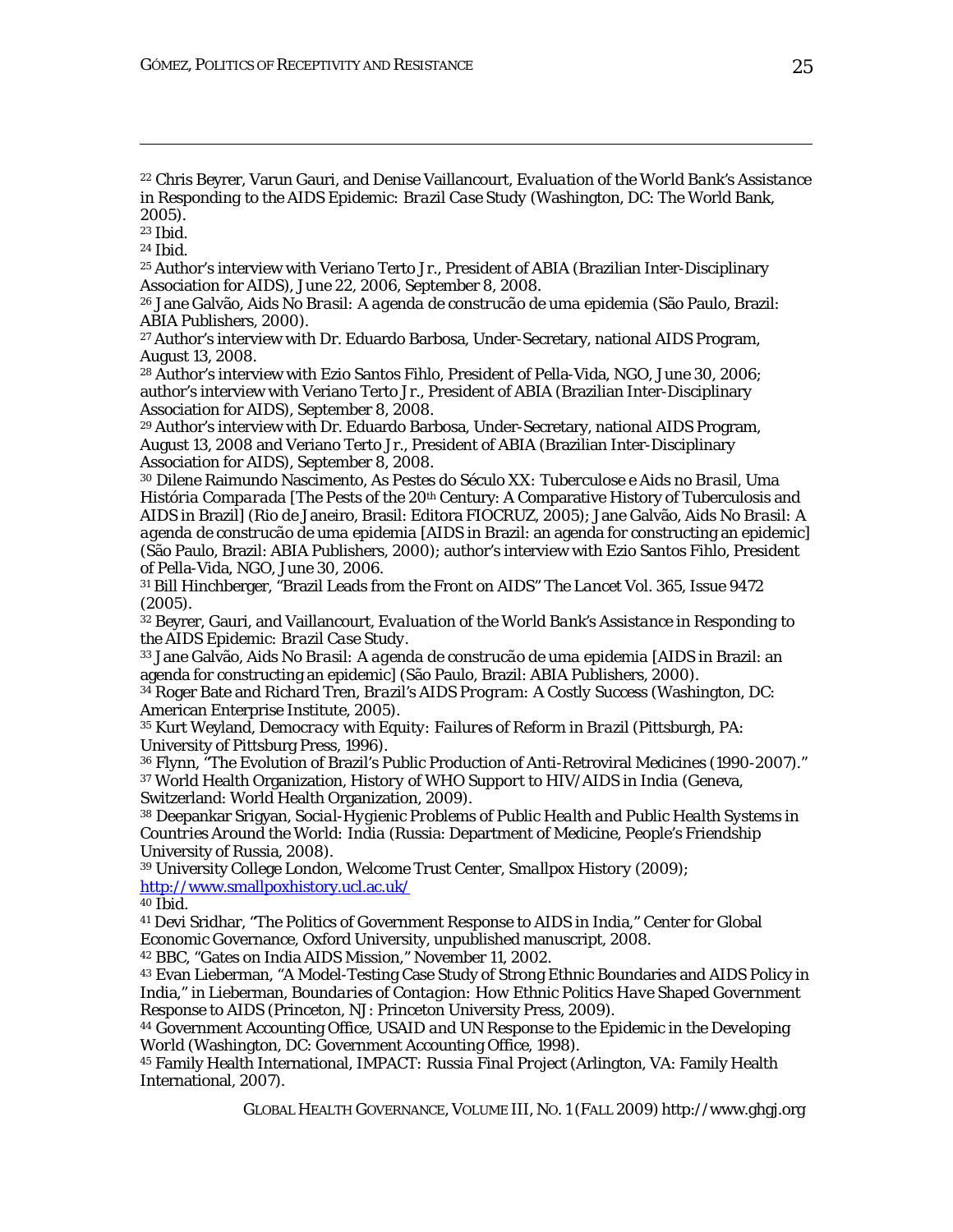[22] Chris Beyrer, Varun Gauri, and Denise Vaillancourt, *Evaluation of the World Bank's Assistance in Responding to the AIDS Epidemic: Brazil Case Study* (Washington, DC: The World Bank, 2005).

[23] Ibid.

[24] Ibid.

[25] Author's interview with Veriano Terto Jr., President of ABIA (Brazilian Inter-Disciplinary Association for AIDS), June 22, 2006, September 8, 2008.

[26] Jane Galvão, *Aids No Brasil: A agenda de construcão de uma epidemia* (São Paulo, Brazil: ABIA Publishers, 2000).

[27] Author's interview with Dr. Eduardo Barbosa, Under-Secretary, national AIDS Program, August 13, 2008.

[28] Author's interview with Ezio Santos Fihlo, President of Pella-Vida, NGO, June 30, 2006; author's interview with Veriano Terto Jr., President of ABIA (Brazilian Inter-Disciplinary Association for AIDS), September 8, 2008.

[29] Author's interview with Dr. Eduardo Barbosa, Under-Secretary, national AIDS Program, August 13, 2008 and Veriano Terto Jr., President of ABIA (Brazilian Inter-Disciplinary Association for AIDS), September 8, 2008.

[30] Dilene Raimundo Nascimento, *As Pestes do Século XX: Tuberculose e Aids no Brasil, Uma História Comparada* [The Pests of the 20th Century: A Comparative History of Tuberculosis and AIDS in Brazil] (Rio de Janeiro, Brasil: Editora FIOCRUZ, 2005); Jane Galvão, *Aids No Brasil: A agenda de construcão de uma epidemia* [AIDS in Brazil: an agenda for constructing an epidemic] (São Paulo, Brazil: ABIA Publishers, 2000); author's interview with Ezio Santos Fihlo, President of Pella-Vida, NGO, June 30, 2006.

[31] Bill Hinchberger, "Brazil Leads from the Front on AIDS" *The Lancet* Vol. 365, Issue 9472 (2005).

[32] Beyrer, Gauri, and Vaillancourt, *Evaluation of the World Bank's Assistance in Responding to the AIDS Epidemic: Brazil Case Study*.

[33] Jane Galvão, *Aids No Brasil: A agenda de construcão de uma epidemia* [AIDS in Brazil: an agenda for constructing an epidemic] (São Paulo, Brazil: ABIA Publishers, 2000).

[34] Roger Bate and Richard Tren, *Brazil's AIDS Program: A Costly Success* (Washington, DC: American Enterprise Institute, 2005).

[35] Kurt Weyland, *Democracy with Equity: Failures of Reform in Brazil* (Pittsburgh, PA: University of Pittsburg Press, 1996).

[36] Flynn, "The Evolution of Brazil's Public Production of Anti-Retroviral Medicines (1990-2007)."

[37] World Health Organization, *History of WHO Support to HIV/AIDS in India* (Geneva, Switzerland: World Health Organization, 2009).

[38] Deepankar Srigyan, *Social-Hygienic Problems of Public Health and Public Health Systems in Countries Around the World: India* (Russia: Department of Medicine, People's Friendship University of Russia, 2008).

[39] University College London, Welcome Trust Center, *Smallpox History* (2009); http://www.smallpoxhistory.ucl.ac.uk/

[40] Ibid.

[41] Devi Sridhar, "The Politics of Government Response to AIDS in India," Center for Global Economic Governance, Oxford University, unpublished manuscript, 2008.

[42] BBC, "Gates on India AIDS Mission," November 11, 2002.

[43] Evan Lieberman, "A Model-Testing Case Study of Strong Ethnic Boundaries and AIDS Policy in India," in Lieberman, *Boundaries of Contagion: How Ethnic Politics Have Shaped Government Response to AIDS* (Princeton, NJ: Princeton University Press, 2009).

[44] Government Accounting Office, *USAID and UN Response to the Epidemic in the Developing World* (Washington, DC: Government Accounting Office, 1998).

[45] Family Health International, *IMPACT: Russia Final Project* (Arlington, VA: Family Health International, 2007).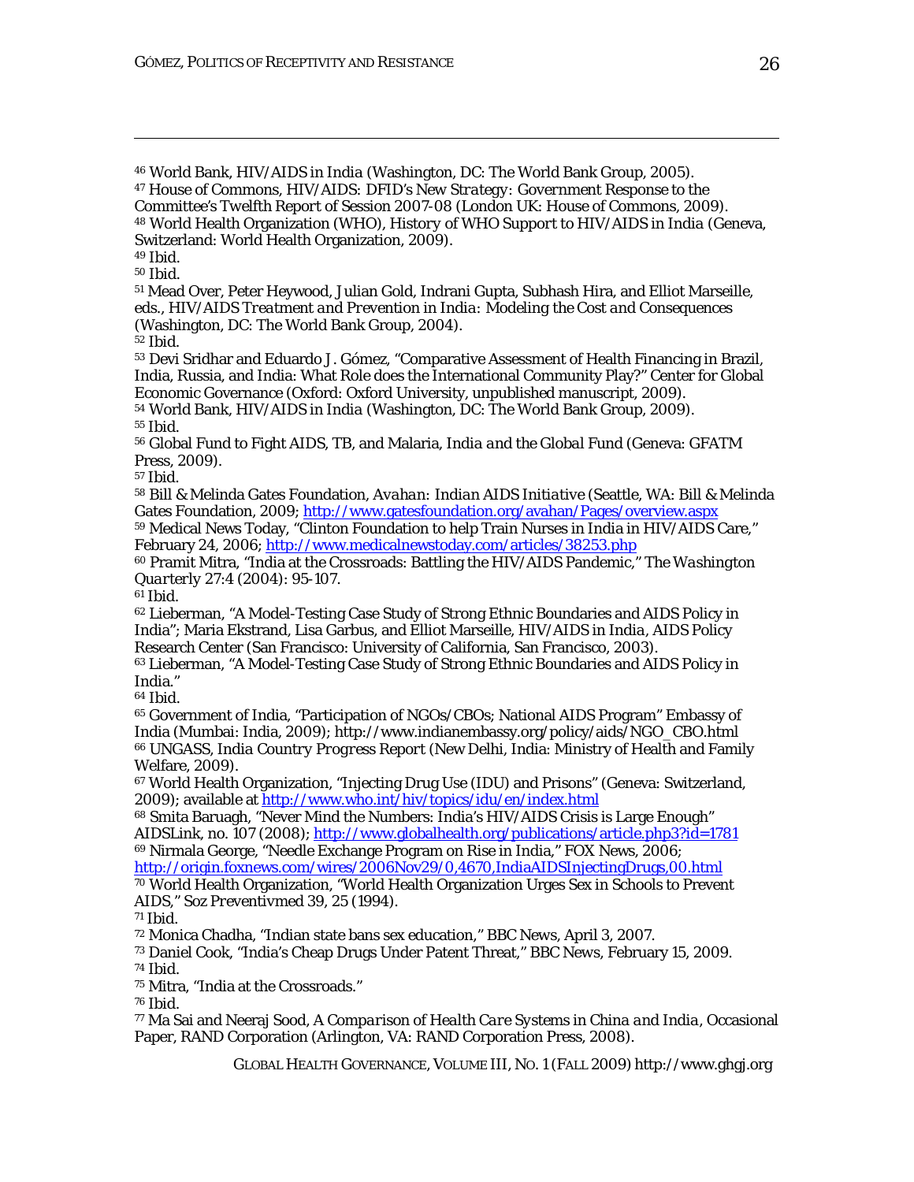[46] World Bank, *HIV/AIDS in India* (Washington, DC: The World Bank Group, 2005).
[47] House of Commons, *HIV/AIDS: DFID's New Strategy: Government Response to the Committee's Twelfth Report of Session 2007-08* (London UK: House of Commons, 2009).
[48] World Health Organization (WHO), *History of WHO Support to HIV/AIDS in India* (Geneva, Switzerland: World Health Organization, 2009).
[49] Ibid.
[50] Ibid.
[51] Mead Over, Peter Heywood, Julian Gold, Indrani Gupta, Subhash Hira, and Elliot Marseille, eds., *HIV/AIDS Treatment and Prevention in India: Modeling the Cost and Consequences* (Washington, DC: The World Bank Group, 2004).
[52] Ibid.
[53] Devi Sridhar and Eduardo J. Gómez, "Comparative Assessment of Health Financing in Brazil, India, Russia, and India: What Role does the International Community Play?" Center for Global Economic Governance (Oxford: Oxford University, unpublished manuscript, 2009).
[54] World Bank, *HIV/AIDS in India* (Washington, DC: The World Bank Group, 2009).
[55] Ibid.
[56] Global Fund to Fight AIDS, TB, and Malaria, *India and the Global Fund* (Geneva: GFATM Press, 2009).
[57] Ibid.
[58] Bill & Melinda Gates Foundation, *Avahan: Indian AIDS Initiative* (Seattle, WA: Bill & Melinda Gates Foundation, 2009; http://www.gatesfoundation.org/avahan/Pages/overview.aspx
[59] Medical News Today, "Clinton Foundation to help Train Nurses in India in HIV/AIDS Care," February 24, 2006; http://www.medicalnewstoday.com/articles/38253.php
[60] Pramit Mitra, "India at the Crossroads: Battling the HIV/AIDS Pandemic," *The Washington Quarterly* 27:4 (2004): 95-107.
[61] Ibid.
[62] Lieberman, "A Model-Testing Case Study of Strong Ethnic Boundaries and AIDS Policy in India"; Maria Ekstrand, Lisa Garbus, and Elliot Marseille, *HIV/AIDS in India*, AIDS Policy Research Center (San Francisco: University of California, San Francisco, 2003).
[63] Lieberman, "A Model-Testing Case Study of Strong Ethnic Boundaries and AIDS Policy in India."
[64] Ibid.
[65] Government of India, "Participation of NGOs/CBOs; National AIDS Program" Embassy of India (Mumbai: India, 2009); http://www.indianembassy.org/policy/aids/NGO_CBO.html
[66] UNGASS, *India Country Progress Report* (New Delhi, India: Ministry of Health and Family Welfare, 2009).
[67] World Health Organization, "Injecting Drug Use (IDU) and Prisons" (Geneva: Switzerland, 2009); available at http://www.who.int/hiv/topics/idu/en/index.html
[68] Smita Baruagh, "Never Mind the Numbers: India's HIV/AIDS Crisis is Large Enough" AIDSLink, no. 107 (2008); http://www.globalhealth.org/publications/article.php3?id=1781
[69] Nirmala George, "Needle Exchange Program on Rise in India," FOX News, 2006; http://origin.foxnews.com/wires/2006Nov29/0,4670,IndiaAIDSInjectingDrugs,00.html
[70] World Health Organization, "World Health Organization Urges Sex in Schools to Prevent AIDS," *Soz Preventivmed* 39, 25 (1994).
[71] Ibid.
[72] Monica Chadha, "Indian state bans sex education," BBC News, April 3, 2007.
[73] Daniel Cook, "India's Cheap Drugs Under Patent Threat," BBC News, February 15, 2009.
[74] Ibid.
[75] Mitra, "India at the Crossroads."
[76] Ibid.
[77] Ma Sai and Neeraj Sood, *A Comparison of Health Care Systems in China and India*, Occasional Paper, RAND Corporation (Arlington, VA: RAND Corporation Press, 2008).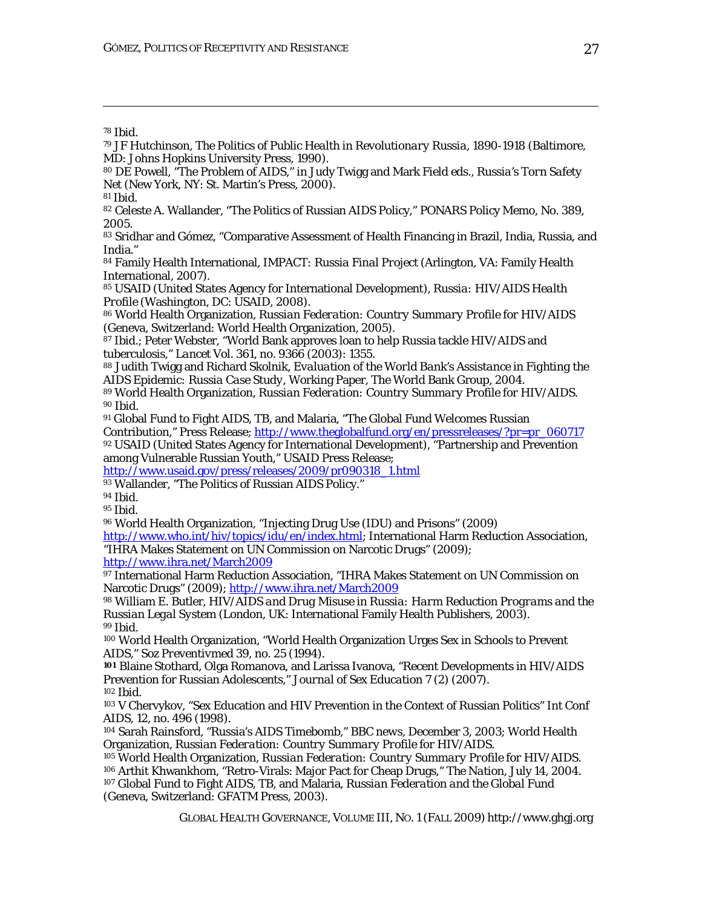[78] Ibid.

[79] JF Hutchinson, *The Politics of Public Health in Revolutionary Russia, 1890-1918* (Baltimore, MD: Johns Hopkins University Press, 1990).

[80] DE Powell, "The Problem of AIDS," in Judy Twigg and Mark Field eds., *Russia's Torn Safety Net* (New York, NY: St. Martin's Press, 2000).

[81] Ibid.

[82] Celeste A. Wallander, "The Politics of Russian AIDS Policy," PONARS Policy Memo, No. 389, 2005.

[83] Sridhar and Gómez, "Comparative Assessment of Health Financing in Brazil, India, Russia, and India."

[84] Family Health International, *IMPACT: Russia Final Project* (Arlington, VA: Family Health International, 2007).

[85] USAID (United States Agency for International Development), *Russia: HIV/AIDS Health Profile* (Washington, DC: USAID, 2008).

[86] World Health Organization, *Russian Federation: Country Summary Profile* for HIV/AIDS (Geneva, Switzerland: World Health Organization, 2005).

[87] Ibid.; Peter Webster, "World Bank approves loan to help Russia tackle HIV/AIDS and tuberculosis," *Lancet* Vol. 361, no. 9366 (2003): 1355.

[88] Judith Twigg and Richard Skolnik, *Evaluation of the World Bank's Assistance in Fighting the AIDS Epidemic: Russia Case Study*, Working Paper, The World Bank Group, 2004.

[89] World Health Organization, *Russian Federation: Country Summary Profile* for HIV/AIDS.

[90] Ibid.

[91] Global Fund to Fight AIDS, TB, and Malaria, "The Global Fund Welcomes Russian Contribution," Press Release; http://www.theglobalfund.org/en/pressreleases/?pr=pr_060717

[92] USAID (United States Agency for International Development), "Partnership and Prevention among Vulnerable Russian Youth," USAID Press Release; http://www.usaid.gov/press/releases/2009/pr090318_1.html

[93] Wallander, "The Politics of Russian AIDS Policy."

[94] Ibid.

[95] Ibid.

[96] World Health Organization, "Injecting Drug Use (IDU) and Prisons" (2009) http://www.who.int/hiv/topics/idu/en/index.html; International Harm Reduction Association, "IHRA Makes Statement on UN Commission on Narcotic Drugs" (2009); http://www.ihra.net/March2009

[97] International Harm Reduction Association, "IHRA Makes Statement on UN Commission on Narcotic Drugs" (2009); http://www.ihra.net/March2009

[98] William E. Butler, *HIV/AIDS and Drug Misuse in Russia: Harm Reduction Programs and the Russian Legal System* (London, UK: International Family Health Publishers, 2003).

[99] Ibid.

[100] World Health Organization, "World Health Organization Urges Sex in Schools to Prevent AIDS," *Soz Preventivmed* 39, no. 25 (1994).

[101] Blaine Stothard, Olga Romanova, and Larissa Ivanova, "Recent Developments in HIV/AIDS Prevention for Russian Adolescents," *Journal of Sex Education* 7 (2) (2007).

[102] Ibid.

[103] V Chervykov, "Sex Education and HIV Prevention in the Context of Russian Politics" Int Conf AIDS, 12, no. 496 (1998).

[104] Sarah Rainsford, "Russia's AIDS Timebomb," BBC news, December 3, 2003; World Health Organization, *Russian Federation: Country Summary Profile* for HIV/AIDS.

[105] World Health Organization, *Russian Federation: Country Summary Profile* for HIV/AIDS.

[106] Arthit Khwankhom, "Retro-Virals: Major Pact for Cheap Drugs," *The Nation*, July 14, 2004.

[107] Global Fund to Fight AIDS, TB, and Malaria, *Russian Federation and the Global Fund* (Geneva, Switzerland: GFATM Press, 2003).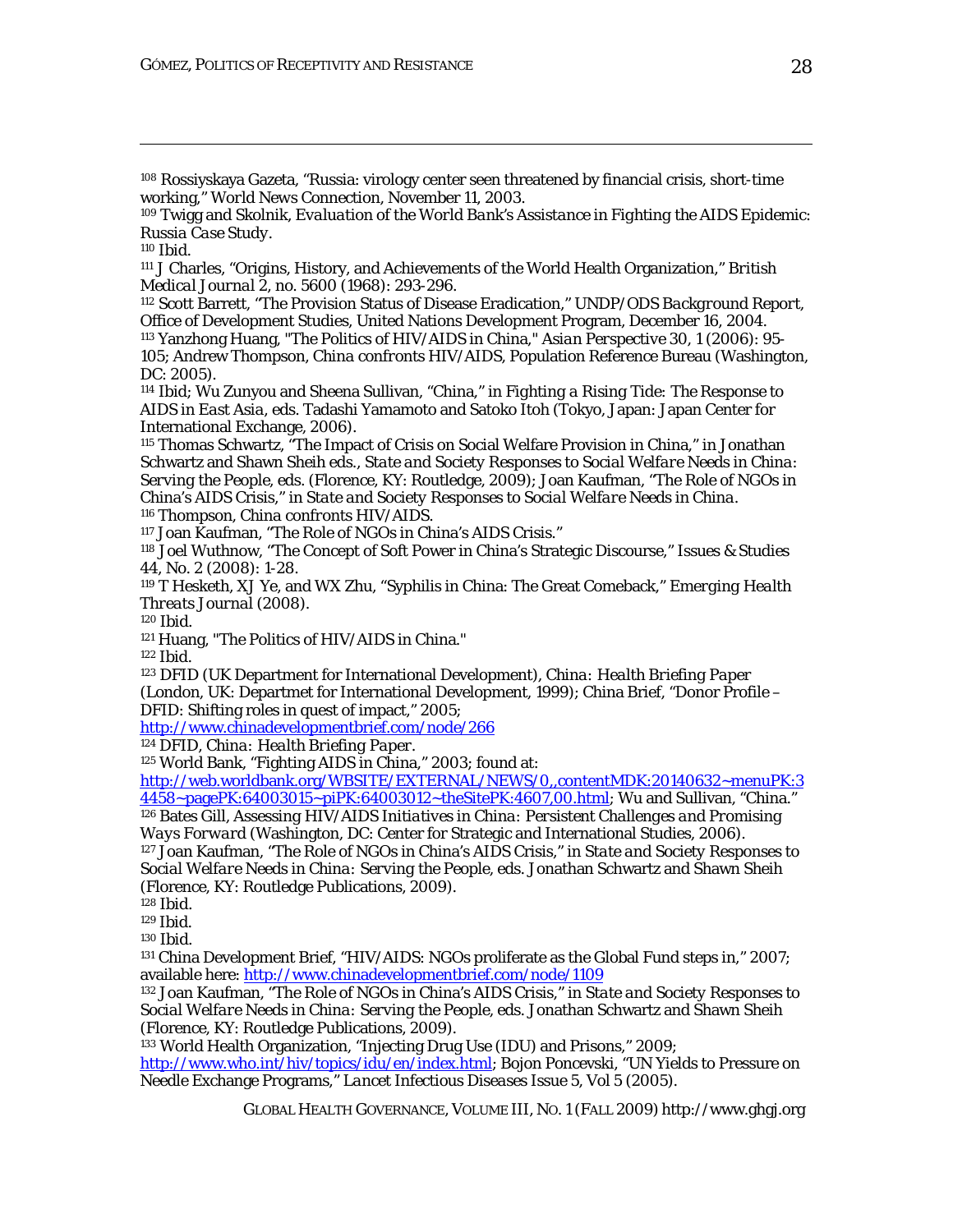[108] Rossiyskaya Gazeta, "Russia: virology center seen threatened by financial crisis, short-time working," World News Connection, November 11, 2003.

[109] Twigg and Skolnik, *Evaluation of the World Bank's Assistance in Fighting the AIDS Epidemic: Russia Case Study*.

[110] Ibid.

[111] J Charles, "Origins, History, and Achievements of the World Health Organization," *British Medical Journal* 2, no. 5600 (1968): 293-296.

[112] Scott Barrett, "The Provision Status of Disease Eradication," *UNDP/ODS Background Report*, Office of Development Studies, United Nations Development Program, December 16, 2004.

[113] Yanzhong Huang, "The Politics of HIV/AIDS in China," *Asian Perspective* 30, 1 (2006): 95-105; Andrew Thompson, *China confronts HIV/AIDS*, Population Reference Bureau (Washington, DC: 2005).

[114] Ibid; Wu Zunyou and Sheena Sullivan, "China," in *Fighting a Rising Tide: The Response to AIDS in East Asia*, eds. Tadashi Yamamoto and Satoko Itoh (Tokyo, Japan: Japan Center for International Exchange, 2006).

[115] Thomas Schwartz, "The Impact of Crisis on Social Welfare Provision in China," in Jonathan Schwartz and Shawn Sheih eds., *State and Society Responses to Social Welfare Needs in China: Serving the People*, eds. (Florence, KY: Routledge, 2009); Joan Kaufman, "The Role of NGOs in China's AIDS Crisis," in *State and Society Responses to Social Welfare Needs in China*.

[116] Thompson, *China confronts HIV/AIDS*.

[117] Joan Kaufman, "The Role of NGOs in China's AIDS Crisis."

[118] Joel Wuthnow, "The Concept of Soft Power in China's Strategic Discourse," Issues & Studies 44, No. 2 (2008): 1-28.

[119] T Hesketh, XJ Ye, and WX Zhu, "Syphilis in China: The Great Comeback," *Emerging Health Threats Journal* (2008).

[120] Ibid.

[121] Huang, "The Politics of HIV/AIDS in China."

[122] Ibid.

[123] DFID (UK Department for International Development), *China: Health Briefing Paper* (London, UK: Departmet for International Development, 1999); China Brief, "Donor Profile – DFID: Shifting roles in quest of impact," 2005; http://www.chinadevelopmentbrief.com/node/266

[124] DFID, *China: Health Briefing Paper*.

[125] World Bank, "Fighting AIDS in China," 2003; found at: http://web.worldbank.org/WBSITE/EXTERNAL/NEWS/0,,contentMDK:20140632~menuPK:34458~pagePK:64003015~piPK:64003012~theSitePK:4607,00.html; Wu and Sullivan, "China."

[126] Bates Gill, *Assessing HIV/AIDS Initiatives in China: Persistent Challenges and Promising Ways Forward* (Washington, DC: Center for Strategic and International Studies, 2006).

[127] Joan Kaufman, "The Role of NGOs in China's AIDS Crisis," in *State and Society Responses to Social Welfare Needs in China: Serving the People*, eds. Jonathan Schwartz and Shawn Sheih (Florence, KY: Routledge Publications, 2009).

[128] Ibid.

[129] Ibid.

[130] Ibid.

[131] China Development Brief, "HIV/AIDS: NGOs proliferate as the Global Fund steps in," 2007; available here: http://www.chinadevelopmentbrief.com/node/1109

[132] Joan Kaufman, "The Role of NGOs in China's AIDS Crisis," in *State and Society Responses to Social Welfare Needs in China: Serving the People*, eds. Jonathan Schwartz and Shawn Sheih (Florence, KY: Routledge Publications, 2009).

[133] World Health Organization, "Injecting Drug Use (IDU) and Prisons," 2009; http://www.who.int/hiv/topics/idu/en/index.html; Bojon Poncevski, "UN Yields to Pressure on Needle Exchange Programs," *Lancet Infectious Diseases* Issue 5, Vol 5 (2005).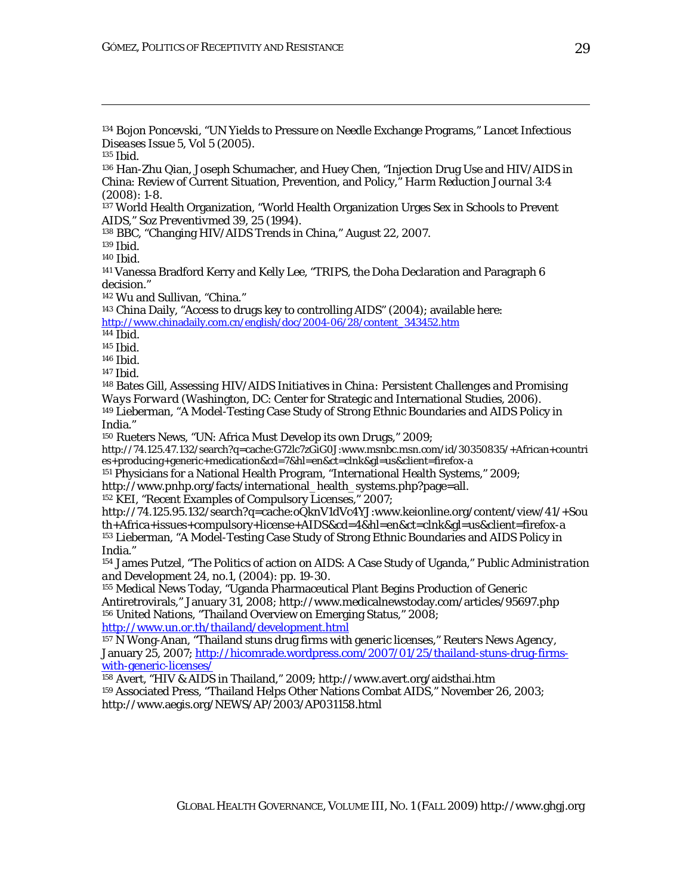[134] Bojon Poncevski, "UN Yields to Pressure on Needle Exchange Programs," *Lancet Infectious Diseases* Issue 5, Vol 5 (2005).
[135] Ibid.
[136] Han-Zhu Qian, Joseph Schumacher, and Huey Chen, "Injection Drug Use and HIV/AIDS in China: Review of Current Situation, Prevention, and Policy," *Harm Reduction Journal* 3:4 (2008): 1-8.
[137] World Health Organization, "World Health Organization Urges Sex in Schools to Prevent AIDS," *Soz Preventivmed* 39, 25 (1994).
[138] BBC, "Changing HIV/AIDS Trends in China," August 22, 2007.
[139] Ibid.
[140] Ibid.
[141] Vanessa Bradford Kerry and Kelly Lee, "TRIPS, the Doha Declaration and Paragraph 6 decision."
[142] Wu and Sullivan, "China."
[143] China Daily, "Access to drugs key to controlling AIDS" (2004); available here: http://www.chinadaily.com.cn/english/doc/2004-06/28/content_343452.htm
[144] Ibid.
[145] Ibid.
[146] Ibid.
[147] Ibid.
[148] Bates Gill, *Assessing HIV/AIDS Initiatives in China: Persistent Challenges and Promising Ways Forward* (Washington, DC: Center for Strategic and International Studies, 2006).
[149] Lieberman, "A Model-Testing Case Study of Strong Ethnic Boundaries and AIDS Policy in India."
[150] Rueters News, "UN: Africa Must Develop its own Drugs," 2009; http://74.125.47.132/search?q=cache:G72lc7zGiG0J:www.msnbc.msn.com/id/30350835/+African+countries+producing+generic+medication&cd=7&hl=en&ct=clnk&gl=us&client=firefox-a
[151] Physicians for a National Health Program, "International Health Systems," 2009; http://www.pnhp.org/facts/international_health_systems.php?page=all.
[152] KEI, "Recent Examples of Compulsory Licenses," 2007; http://74.125.95.132/search?q=cache:oQknV1dVc4YJ:www.keionline.org/content/view/41/+South+Africa+issues+compulsory+license+AIDS&cd=4&hl=en&ct=clnk&gl=us&client=firefox-a
[153] Lieberman, "A Model-Testing Case Study of Strong Ethnic Boundaries and AIDS Policy in India."
[154] James Putzel, "The Politics of action on AIDS: A Case Study of Uganda," *Public Administration and Development* 24, no.1, (2004): pp. 19-30.
[155] Medical News Today, "Uganda Pharmaceutical Plant Begins Production of Generic Antiretrovirals," January 31, 2008; http://www.medicalnewstoday.com/articles/95697.php
[156] United Nations, "Thailand Overview on Emerging Status," 2008; http://www.un.or.th/thailand/development.html
[157] N Wong-Anan, "Thailand stuns drug firms with generic licenses," *Reuters News Agency*, January 25, 2007; http://hicomrade.wordpress.com/2007/01/25/thailand-stuns-drug-firms-with-generic-licenses/
[158] Avert, "HIV & AIDS in Thailand," 2009; http://www.avert.org/aidsthai.htm
[159] Associated Press, "Thailand Helps Other Nations Combat AIDS," November 26, 2003; http://www.aegis.org/NEWS/AP/2003/AP031158.html